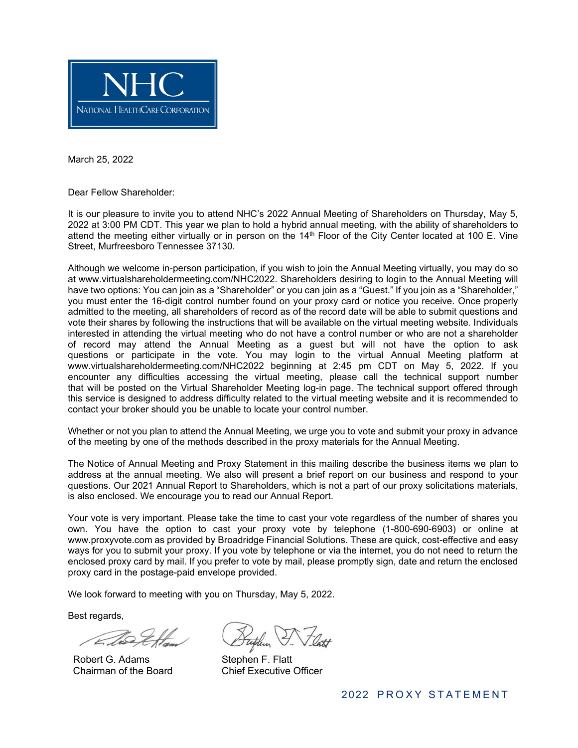NHC

NATIONAL HEALTHCARE CORPORATION

March 25, 2022

Dear Fellow Shareholder:

It is our pleasure to invite you to attend NHC's 2022 Annual Meeting of Shareholders on Thursday, May 5, 2022 at 3:00 PM CDT. This year we plan to hold a hybrid annual meeting, with the ability of shareholders to attend the meeting either virtually or in person on the 14th Floor of the City Center located at 100 E. Vine Street, Murfreesboro Tennessee 37130.

Although we welcome in-person participation, if you wish to join the Annual Meeting virtually, you may do so at www.virtualshareholdermeeting.com/NHC2022. Shareholders desiring to login to the Annual Meeting will have two options: You can join as a "Shareholder" or you can join as a "Guest." If you join as a "Shareholder," you must enter the 16-digit control number found on your proxy card or notice you receive. Once properly admitted to the meeting, all shareholders of record as of the record date will be able to submit questions and vote their shares by following the instructions that will be available on the virtual meeting website. Individuals interested in attending the virtual meeting who do not have a control number or who are not a shareholder of record may attend the Annual Meeting as a guest but will not have the option to ask questions or participate in the vote. You may login to the virtual Annual Meeting platform at www.virtualshareholdermeeting.com/NHC2022 beginning at 2:45 pm CDT on May 5, 2022. If you encounter any difficulties accessing the virtual meeting, please call the technical support number that will be posted on the Virtual Shareholder Meeting log-in page. The technical support offered through this service is designed to address difficulty related to the virtual meeting website and it is recommended to contact your broker should you be unable to locate your control number.

Whether or not you plan to attend the Annual Meeting, we urge you to vote and submit your proxy in advance of the meeting by one of the methods described in the proxy materials for the Annual Meeting.

The Notice of Annual Meeting and Proxy Statement in this mailing describe the business items we plan to address at the annual meeting. We also will present a brief report on our business and respond to your questions. Our 2021 Annual Report to Shareholders, which is not a part of our proxy solicitations materials, is also enclosed. We encourage you to read our Annual Report.

Your vote is very important. Please take the time to cast your vote regardless of the number of shares you own. You have the option to cast your proxy vote by telephone (1-800-690-6903) or online at www.proxyvote.com as provided by Broadridge Financial Solutions. These are quick, cost-effective and easy ways for you to submit your proxy. If you vote by telephone or via the internet, you do not need to return the enclosed proxy card by mail. If you prefer to vote by mail, please promptly sign, date and return the enclosed proxy card in the postage-paid envelope provided.

We look forward to meeting with you on Thursday, May 5, 2022.

Best regards,

Robert G. Adams
Chairman of the Board

Stephen F. Flatt
Chief Executive Officer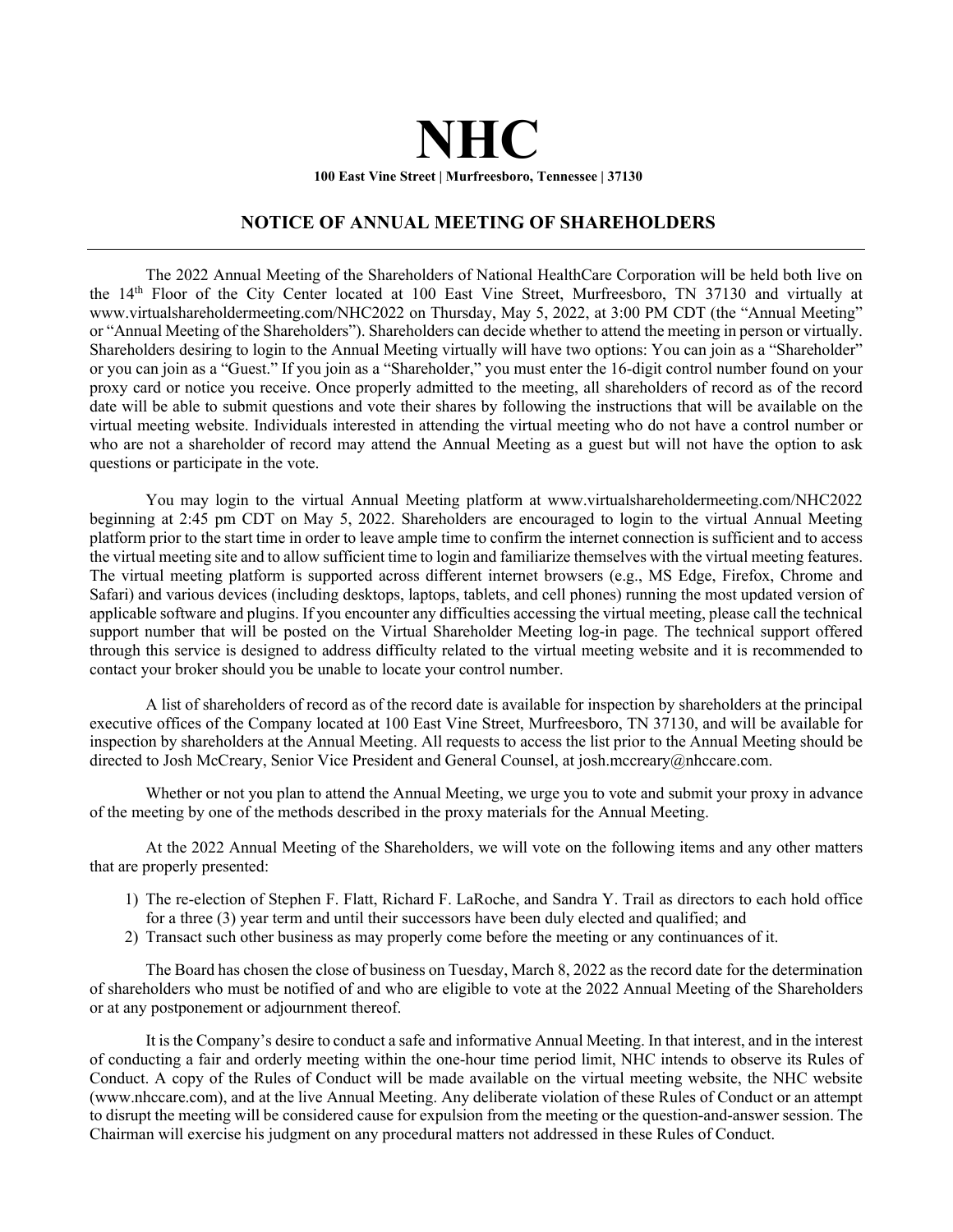# NHC

**100 East Vine Street | Murfreesboro, Tennessee | 37130**

## NOTICE OF ANNUAL MEETING OF SHAREHOLDERS

The 2022 Annual Meeting of the Shareholders of National HealthCare Corporation will be held both live on the 14th Floor of the City Center located at 100 East Vine Street, Murfreesboro, TN 37130 and virtually at www.virtualshareholdermeeting.com/NHC2022 on Thursday, May 5, 2022, at 3:00 PM CDT (the "Annual Meeting" or "Annual Meeting of the Shareholders"). Shareholders can decide whether to attend the meeting in person or virtually. Shareholders desiring to login to the Annual Meeting virtually will have two options: You can join as a "Shareholder" or you can join as a "Guest." If you join as a "Shareholder," you must enter the 16-digit control number found on your proxy card or notice you receive. Once properly admitted to the meeting, all shareholders of record as of the record date will be able to submit questions and vote their shares by following the instructions that will be available on the virtual meeting website. Individuals interested in attending the virtual meeting who do not have a control number or who are not a shareholder of record may attend the Annual Meeting as a guest but will not have the option to ask questions or participate in the vote.

You may login to the virtual Annual Meeting platform at www.virtualshareholdermeeting.com/NHC2022 beginning at 2:45 pm CDT on May 5, 2022. Shareholders are encouraged to login to the virtual Annual Meeting platform prior to the start time in order to leave ample time to confirm the internet connection is sufficient and to access the virtual meeting site and to allow sufficient time to login and familiarize themselves with the virtual meeting features. The virtual meeting platform is supported across different internet browsers (e.g., MS Edge, Firefox, Chrome and Safari) and various devices (including desktops, laptops, tablets, and cell phones) running the most updated version of applicable software and plugins. If you encounter any difficulties accessing the virtual meeting, please call the technical support number that will be posted on the Virtual Shareholder Meeting log-in page. The technical support offered through this service is designed to address difficulty related to the virtual meeting website and it is recommended to contact your broker should you be unable to locate your control number.

A list of shareholders of record as of the record date is available for inspection by shareholders at the principal executive offices of the Company located at 100 East Vine Street, Murfreesboro, TN 37130, and will be available for inspection by shareholders at the Annual Meeting. All requests to access the list prior to the Annual Meeting should be directed to Josh McCreary, Senior Vice President and General Counsel, at josh.mccreary@nhccare.com.

Whether or not you plan to attend the Annual Meeting, we urge you to vote and submit your proxy in advance of the meeting by one of the methods described in the proxy materials for the Annual Meeting.

At the 2022 Annual Meeting of the Shareholders, we will vote on the following items and any other matters that are properly presented:

1) The re-election of Stephen F. Flatt, Richard F. LaRoche, and Sandra Y. Trail as directors to each hold office for a three (3) year term and until their successors have been duly elected and qualified; and
2) Transact such other business as may properly come before the meeting or any continuances of it.

The Board has chosen the close of business on Tuesday, March 8, 2022 as the record date for the determination of shareholders who must be notified of and who are eligible to vote at the 2022 Annual Meeting of the Shareholders or at any postponement or adjournment thereof.

It is the Company's desire to conduct a safe and informative Annual Meeting. In that interest, and in the interest of conducting a fair and orderly meeting within the one-hour time period limit, NHC intends to observe its Rules of Conduct. A copy of the Rules of Conduct will be made available on the virtual meeting website, the NHC website (www.nhccare.com), and at the live Annual Meeting. Any deliberate violation of these Rules of Conduct or an attempt to disrupt the meeting will be considered cause for expulsion from the meeting or the question-and-answer session. The Chairman will exercise his judgment on any procedural matters not addressed in these Rules of Conduct.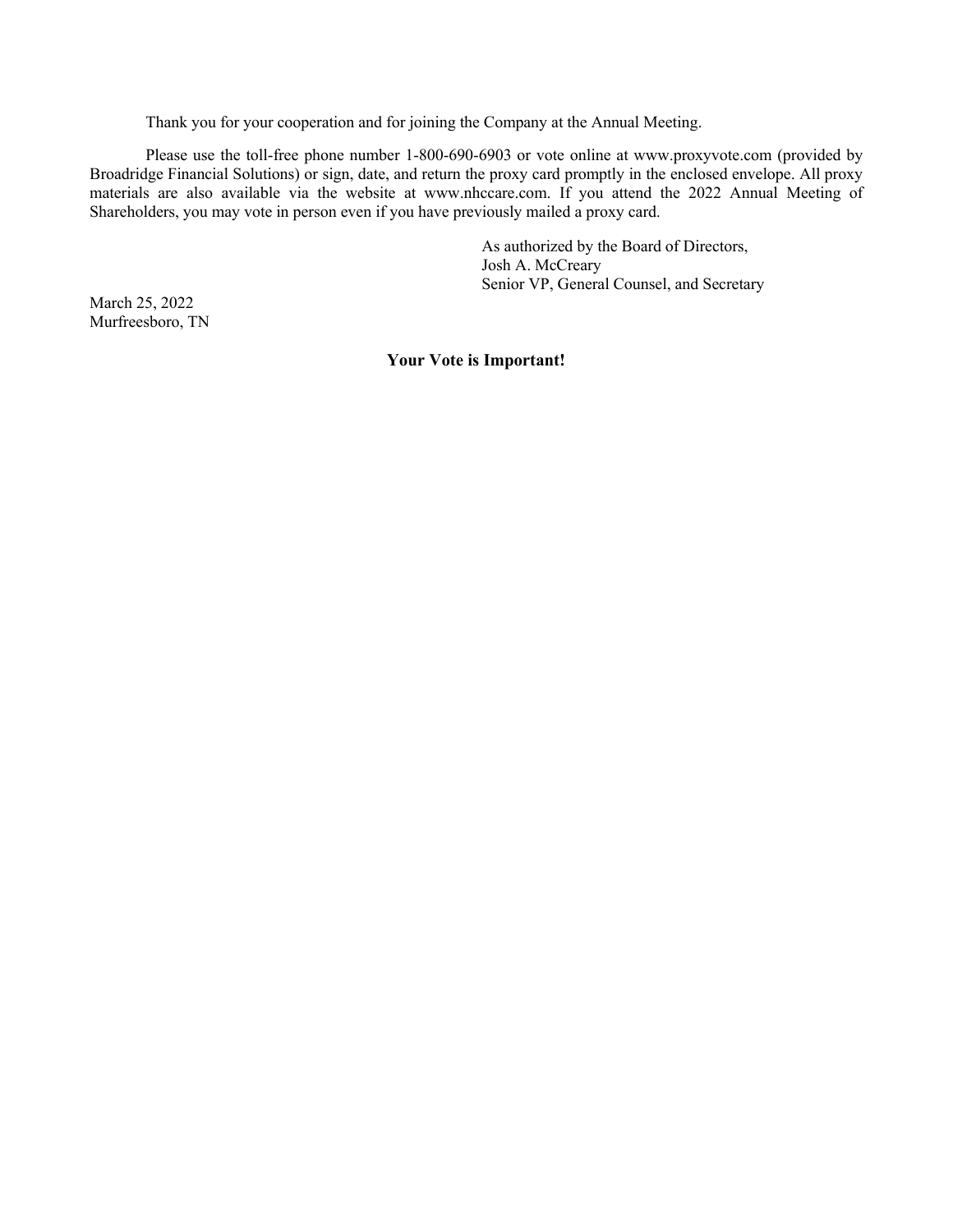Thank you for your cooperation and for joining the Company at the Annual Meeting.

Please use the toll-free phone number 1-800-690-6903 or vote online at www.proxyvote.com (provided by Broadridge Financial Solutions) or sign, date, and return the proxy card promptly in the enclosed envelope. All proxy materials are also available via the website at www.nhccare.com. If you attend the 2022 Annual Meeting of Shareholders, you may vote in person even if you have previously mailed a proxy card.

As authorized by the Board of Directors,  
Josh A. McCreary  
Senior VP, General Counsel, and Secretary

March 25, 2022  
Murfreesboro, TN

**Your Vote is Important!**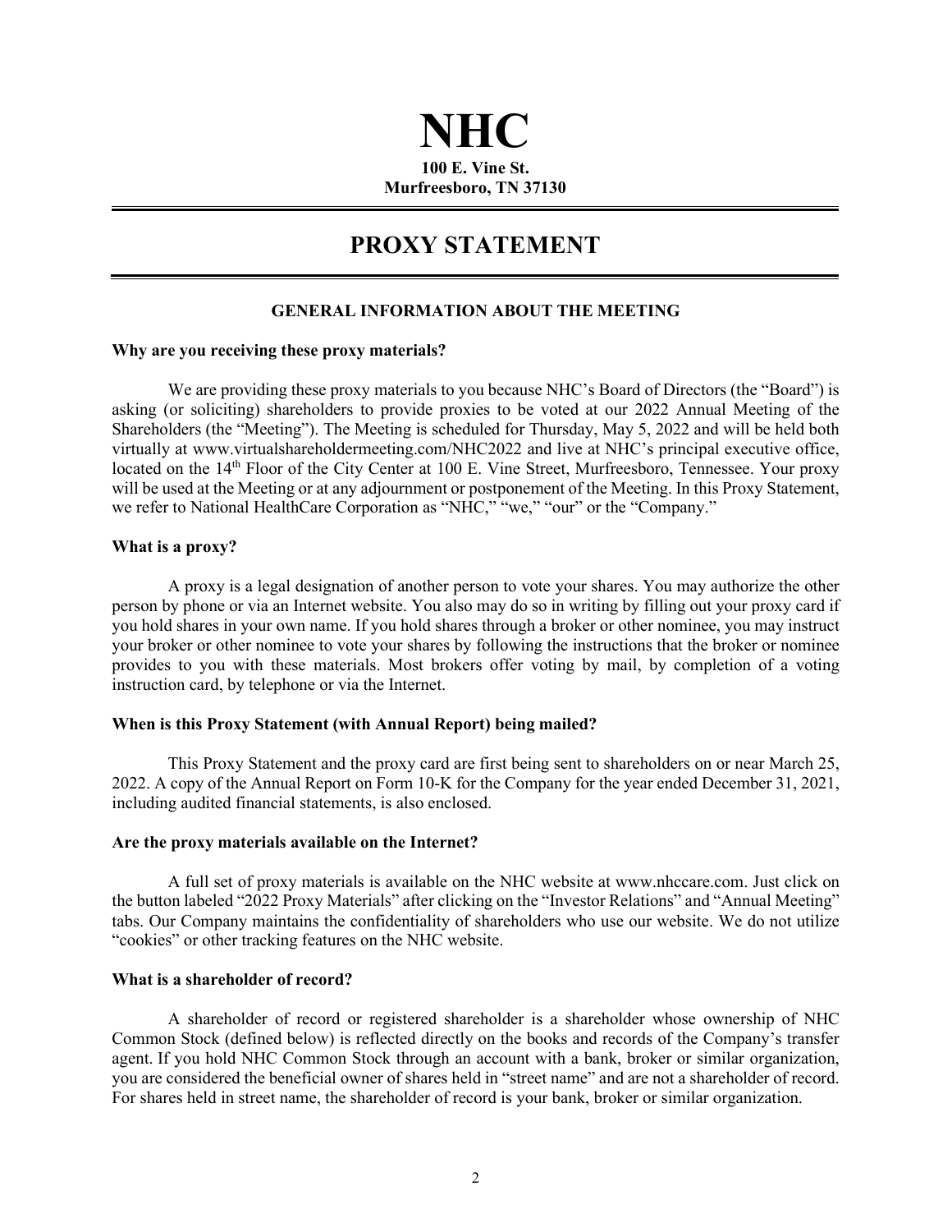# NHC

**100 E. Vine St.**
**Murfreesboro, TN 37130**

# PROXY STATEMENT

## GENERAL INFORMATION ABOUT THE MEETING

**Why are you receiving these proxy materials?**

We are providing these proxy materials to you because NHC's Board of Directors (the "Board") is asking (or soliciting) shareholders to provide proxies to be voted at our 2022 Annual Meeting of the Shareholders (the "Meeting"). The Meeting is scheduled for Thursday, May 5, 2022 and will be held both virtually at www.virtualshareholdermeeting.com/NHC2022 and live at NHC's principal executive office, located on the 14th Floor of the City Center at 100 E. Vine Street, Murfreesboro, Tennessee. Your proxy will be used at the Meeting or at any adjournment or postponement of the Meeting. In this Proxy Statement, we refer to National HealthCare Corporation as "NHC," "we," "our" or the "Company."

**What is a proxy?**

A proxy is a legal designation of another person to vote your shares. You may authorize the other person by phone or via an Internet website. You also may do so in writing by filling out your proxy card if you hold shares in your own name. If you hold shares through a broker or other nominee, you may instruct your broker or other nominee to vote your shares by following the instructions that the broker or nominee provides to you with these materials. Most brokers offer voting by mail, by completion of a voting instruction card, by telephone or via the Internet.

**When is this Proxy Statement (with Annual Report) being mailed?**

This Proxy Statement and the proxy card are first being sent to shareholders on or near March 25, 2022. A copy of the Annual Report on Form 10-K for the Company for the year ended December 31, 2021, including audited financial statements, is also enclosed.

**Are the proxy materials available on the Internet?**

A full set of proxy materials is available on the NHC website at www.nhccare.com. Just click on the button labeled "2022 Proxy Materials" after clicking on the "Investor Relations" and "Annual Meeting" tabs. Our Company maintains the confidentiality of shareholders who use our website. We do not utilize "cookies" or other tracking features on the NHC website.

**What is a shareholder of record?**

A shareholder of record or registered shareholder is a shareholder whose ownership of NHC Common Stock (defined below) is reflected directly on the books and records of the Company's transfer agent. If you hold NHC Common Stock through an account with a bank, broker or similar organization, you are considered the beneficial owner of shares held in "street name" and are not a shareholder of record. For shares held in street name, the shareholder of record is your bank, broker or similar organization.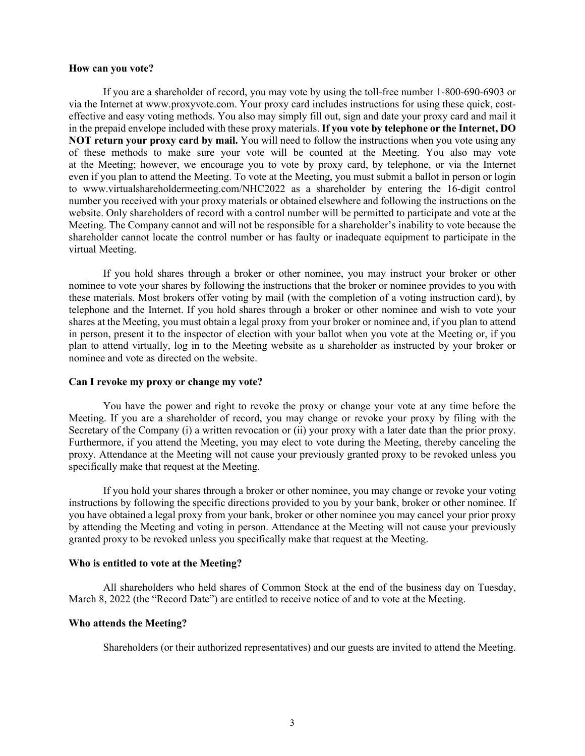**How can you vote?**

If you are a shareholder of record, you may vote by using the toll-free number 1-800-690-6903 or via the Internet at www.proxyvote.com. Your proxy card includes instructions for using these quick, cost-effective and easy voting methods. You also may simply fill out, sign and date your proxy card and mail it in the prepaid envelope included with these proxy materials. **If you vote by telephone or the Internet, DO NOT return your proxy card by mail.** You will need to follow the instructions when you vote using any of these methods to make sure your vote will be counted at the Meeting. You also may vote at the Meeting; however, we encourage you to vote by proxy card, by telephone, or via the Internet even if you plan to attend the Meeting. To vote at the Meeting, you must submit a ballot in person or login to www.virtualshareholdermeeting.com/NHC2022 as a shareholder by entering the 16-digit control number you received with your proxy materials or obtained elsewhere and following the instructions on the website. Only shareholders of record with a control number will be permitted to participate and vote at the Meeting. The Company cannot and will not be responsible for a shareholder's inability to vote because the shareholder cannot locate the control number or has faulty or inadequate equipment to participate in the virtual Meeting.

If you hold shares through a broker or other nominee, you may instruct your broker or other nominee to vote your shares by following the instructions that the broker or nominee provides to you with these materials. Most brokers offer voting by mail (with the completion of a voting instruction card), by telephone and the Internet. If you hold shares through a broker or other nominee and wish to vote your shares at the Meeting, you must obtain a legal proxy from your broker or nominee and, if you plan to attend in person, present it to the inspector of election with your ballot when you vote at the Meeting or, if you plan to attend virtually, log in to the Meeting website as a shareholder as instructed by your broker or nominee and vote as directed on the website.

**Can I revoke my proxy or change my vote?**

You have the power and right to revoke the proxy or change your vote at any time before the Meeting. If you are a shareholder of record, you may change or revoke your proxy by filing with the Secretary of the Company (i) a written revocation or (ii) your proxy with a later date than the prior proxy. Furthermore, if you attend the Meeting, you may elect to vote during the Meeting, thereby canceling the proxy. Attendance at the Meeting will not cause your previously granted proxy to be revoked unless you specifically make that request at the Meeting.

If you hold your shares through a broker or other nominee, you may change or revoke your voting instructions by following the specific directions provided to you by your bank, broker or other nominee. If you have obtained a legal proxy from your bank, broker or other nominee you may cancel your prior proxy by attending the Meeting and voting in person. Attendance at the Meeting will not cause your previously granted proxy to be revoked unless you specifically make that request at the Meeting.

**Who is entitled to vote at the Meeting?**

All shareholders who held shares of Common Stock at the end of the business day on Tuesday, March 8, 2022 (the "Record Date") are entitled to receive notice of and to vote at the Meeting.

**Who attends the Meeting?**

Shareholders (or their authorized representatives) and our guests are invited to attend the Meeting.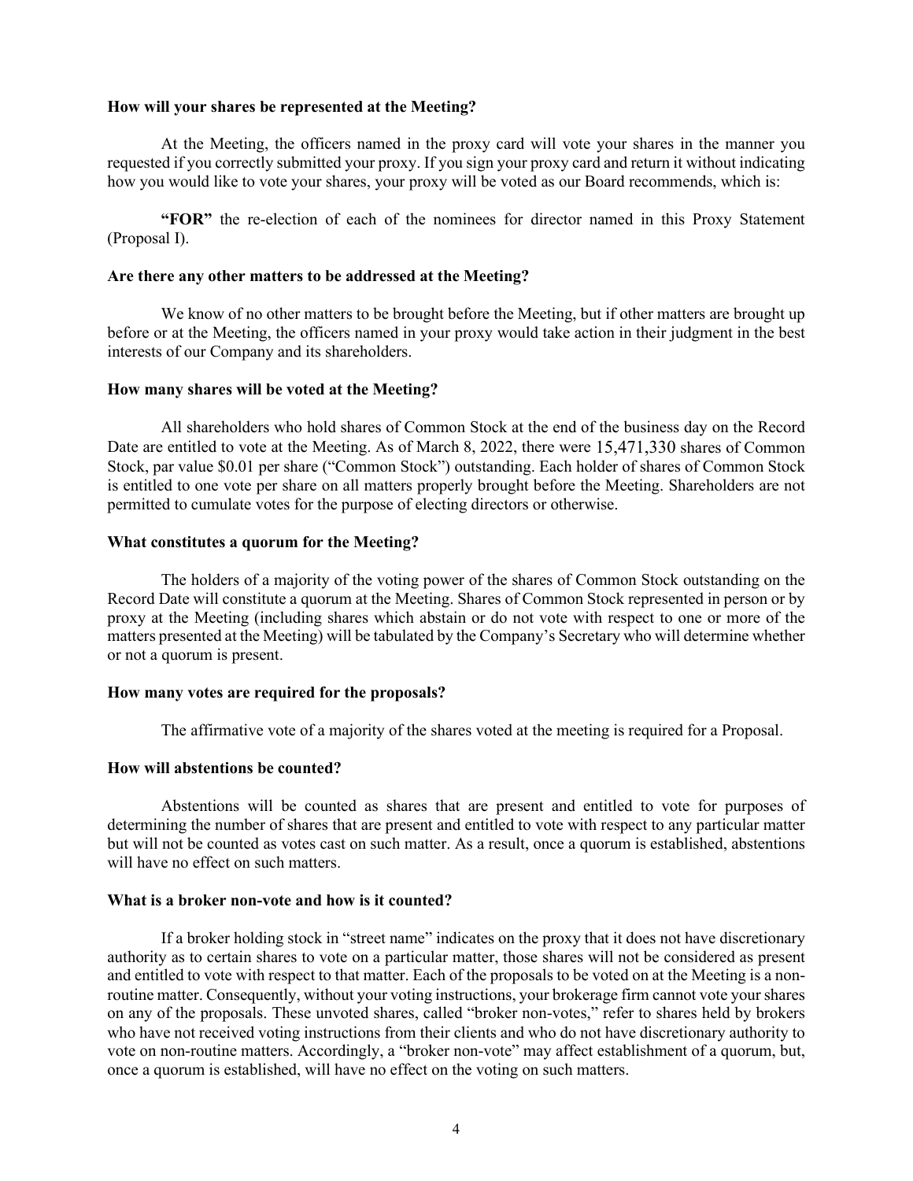**How will your shares be represented at the Meeting?**

At the Meeting, the officers named in the proxy card will vote your shares in the manner you requested if you correctly submitted your proxy. If you sign your proxy card and return it without indicating how you would like to vote your shares, your proxy will be voted as our Board recommends, which is:

**"FOR"** the re-election of each of the nominees for director named in this Proxy Statement (Proposal I).

**Are there any other matters to be addressed at the Meeting?**

We know of no other matters to be brought before the Meeting, but if other matters are brought up before or at the Meeting, the officers named in your proxy would take action in their judgment in the best interests of our Company and its shareholders.

**How many shares will be voted at the Meeting?**

All shareholders who hold shares of Common Stock at the end of the business day on the Record Date are entitled to vote at the Meeting. As of March 8, 2022, there were 15,471,330 shares of Common Stock, par value $0.01 per share ("Common Stock") outstanding. Each holder of shares of Common Stock is entitled to one vote per share on all matters properly brought before the Meeting. Shareholders are not permitted to cumulate votes for the purpose of electing directors or otherwise.

**What constitutes a quorum for the Meeting?**

The holders of a majority of the voting power of the shares of Common Stock outstanding on the Record Date will constitute a quorum at the Meeting. Shares of Common Stock represented in person or by proxy at the Meeting (including shares which abstain or do not vote with respect to one or more of the matters presented at the Meeting) will be tabulated by the Company's Secretary who will determine whether or not a quorum is present.

**How many votes are required for the proposals?**

The affirmative vote of a majority of the shares voted at the meeting is required for a Proposal.

**How will abstentions be counted?**

Abstentions will be counted as shares that are present and entitled to vote for purposes of determining the number of shares that are present and entitled to vote with respect to any particular matter but will not be counted as votes cast on such matter. As a result, once a quorum is established, abstentions will have no effect on such matters.

**What is a broker non-vote and how is it counted?**

If a broker holding stock in "street name" indicates on the proxy that it does not have discretionary authority as to certain shares to vote on a particular matter, those shares will not be considered as present and entitled to vote with respect to that matter. Each of the proposals to be voted on at the Meeting is a non-routine matter. Consequently, without your voting instructions, your brokerage firm cannot vote your shares on any of the proposals. These unvoted shares, called "broker non-votes," refer to shares held by brokers who have not received voting instructions from their clients and who do not have discretionary authority to vote on non-routine matters. Accordingly, a "broker non-vote" may affect establishment of a quorum, but, once a quorum is established, will have no effect on the voting on such matters.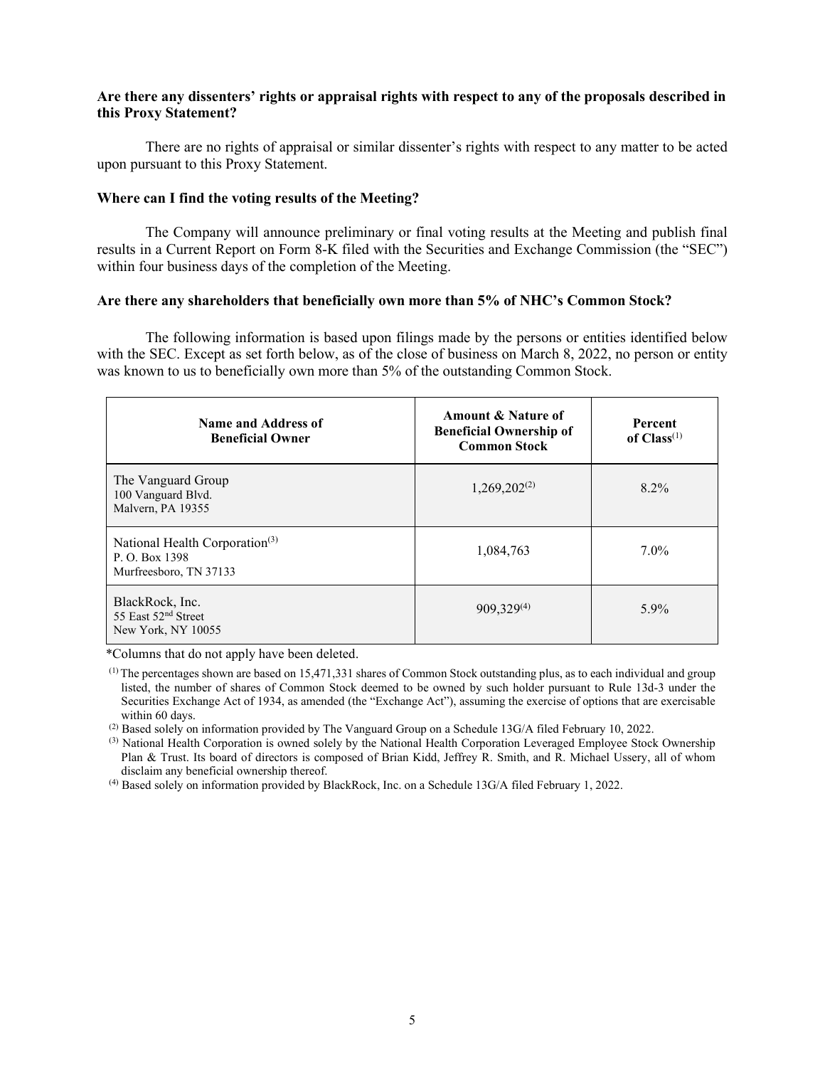**Are there any dissenters' rights or appraisal rights with respect to any of the proposals described in this Proxy Statement?**

There are no rights of appraisal or similar dissenter's rights with respect to any matter to be acted upon pursuant to this Proxy Statement.

**Where can I find the voting results of the Meeting?**

The Company will announce preliminary or final voting results at the Meeting and publish final results in a Current Report on Form 8-K filed with the Securities and Exchange Commission (the "SEC") within four business days of the completion of the Meeting.

**Are there any shareholders that beneficially own more than 5% of NHC's Common Stock?**

The following information is based upon filings made by the persons or entities identified below with the SEC. Except as set forth below, as of the close of business on March 8, 2022, no person or entity was known to us to beneficially own more than 5% of the outstanding Common Stock.

| Name and Address of Beneficial Owner | Amount & Nature of Beneficial Ownership of Common Stock | Percent of Class[(1)] |
|---|---|---|
| The Vanguard Group<br>100 Vanguard Blvd.<br>Malvern, PA 19355 | 1,269,202[(2)] | 8.2% |
| National Health Corporation[(3)]<br>P. O. Box 1398<br>Murfreesboro, TN 37133 | 1,084,763 | 7.0% |
| BlackRock, Inc.<br>55 East 52nd Street<br>New York, NY 10055 | 909,329[(4)] | 5.9% |

*Columns that do not apply have been deleted.

[(1)] The percentages shown are based on 15,471,331 shares of Common Stock outstanding plus, as to each individual and group listed, the number of shares of Common Stock deemed to be owned by such holder pursuant to Rule 13d-3 under the Securities Exchange Act of 1934, as amended (the "Exchange Act"), assuming the exercise of options that are exercisable within 60 days.

[(2)] Based solely on information provided by The Vanguard Group on a Schedule 13G/A filed February 10, 2022.

[(3)] National Health Corporation is owned solely by the National Health Corporation Leveraged Employee Stock Ownership Plan & Trust. Its board of directors is composed of Brian Kidd, Jeffrey R. Smith, and R. Michael Ussery, all of whom disclaim any beneficial ownership thereof.

[(4)] Based solely on information provided by BlackRock, Inc. on a Schedule 13G/A filed February 1, 2022.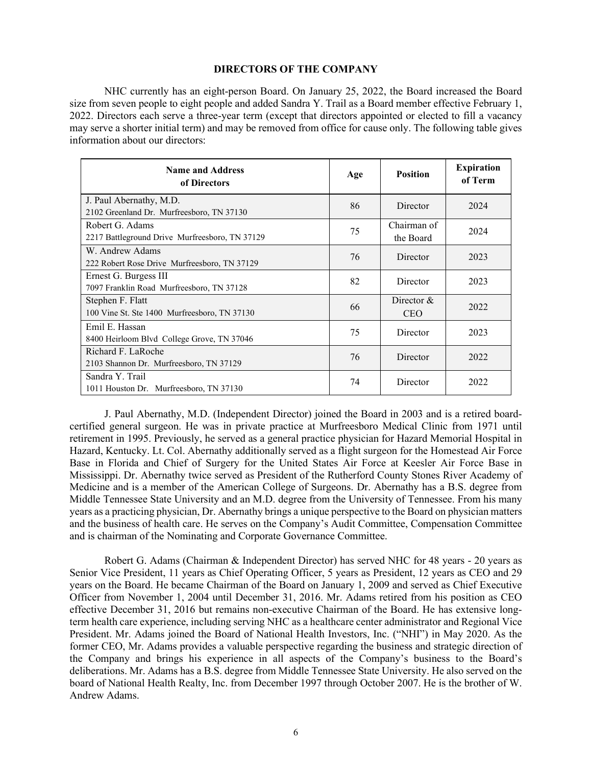## DIRECTORS OF THE COMPANY

NHC currently has an eight-person Board. On January 25, 2022, the Board increased the Board size from seven people to eight people and added Sandra Y. Trail as a Board member effective February 1, 2022. Directors each serve a three-year term (except that directors appointed or elected to fill a vacancy may serve a shorter initial term) and may be removed from office for cause only. The following table gives information about our directors:

| Name and Address of Directors | Age | Position | Expiration of Term |
|---|---|---|---|
| J. Paul Abernathy, M.D.<br>2102 Greenland Dr. Murfreesboro, TN 37130 | 86 | Director | 2024 |
| Robert G. Adams<br>2217 Battleground Drive Murfreesboro, TN 37129 | 75 | Chairman of the Board | 2024 |
| W. Andrew Adams<br>222 Robert Rose Drive Murfreesboro, TN 37129 | 76 | Director | 2023 |
| Ernest G. Burgess III<br>7097 Franklin Road Murfreesboro, TN 37128 | 82 | Director | 2023 |
| Stephen F. Flatt<br>100 Vine St. Ste 1400 Murfreesboro, TN 37130 | 66 | Director & CEO | 2022 |
| Emil E. Hassan<br>8400 Heirloom Blvd College Grove, TN 37046 | 75 | Director | 2023 |
| Richard F. LaRoche<br>2103 Shannon Dr. Murfreesboro, TN 37129 | 76 | Director | 2022 |
| Sandra Y. Trail<br>1011 Houston Dr. Murfreesboro, TN 37130 | 74 | Director | 2022 |

J. Paul Abernathy, M.D. (Independent Director) joined the Board in 2003 and is a retired board-certified general surgeon. He was in private practice at Murfreesboro Medical Clinic from 1971 until retirement in 1995. Previously, he served as a general practice physician for Hazard Memorial Hospital in Hazard, Kentucky. Lt. Col. Abernathy additionally served as a flight surgeon for the Homestead Air Force Base in Florida and Chief of Surgery for the United States Air Force at Keesler Air Force Base in Mississippi. Dr. Abernathy twice served as President of the Rutherford County Stones River Academy of Medicine and is a member of the American College of Surgeons. Dr. Abernathy has a B.S. degree from Middle Tennessee State University and an M.D. degree from the University of Tennessee. From his many years as a practicing physician, Dr. Abernathy brings a unique perspective to the Board on physician matters and the business of health care. He serves on the Company's Audit Committee, Compensation Committee and is chairman of the Nominating and Corporate Governance Committee.

Robert G. Adams (Chairman & Independent Director) has served NHC for 48 years - 20 years as Senior Vice President, 11 years as Chief Operating Officer, 5 years as President, 12 years as CEO and 29 years on the Board. He became Chairman of the Board on January 1, 2009 and served as Chief Executive Officer from November 1, 2004 until December 31, 2016. Mr. Adams retired from his position as CEO effective December 31, 2016 but remains non-executive Chairman of the Board. He has extensive long-term health care experience, including serving NHC as a healthcare center administrator and Regional Vice President. Mr. Adams joined the Board of National Health Investors, Inc. ("NHI") in May 2020. As the former CEO, Mr. Adams provides a valuable perspective regarding the business and strategic direction of the Company and brings his experience in all aspects of the Company's business to the Board's deliberations. Mr. Adams has a B.S. degree from Middle Tennessee State University. He also served on the board of National Health Realty, Inc. from December 1997 through October 2007. He is the brother of W. Andrew Adams.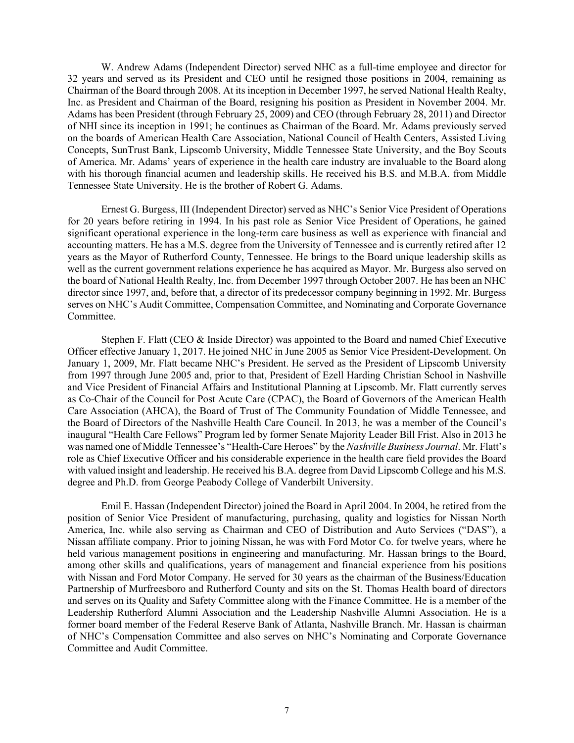W. Andrew Adams (Independent Director) served NHC as a full-time employee and director for 32 years and served as its President and CEO until he resigned those positions in 2004, remaining as Chairman of the Board through 2008. At its inception in December 1997, he served National Health Realty, Inc. as President and Chairman of the Board, resigning his position as President in November 2004. Mr. Adams has been President (through February 25, 2009) and CEO (through February 28, 2011) and Director of NHI since its inception in 1991; he continues as Chairman of the Board. Mr. Adams previously served on the boards of American Health Care Association, National Council of Health Centers, Assisted Living Concepts, SunTrust Bank, Lipscomb University, Middle Tennessee State University, and the Boy Scouts of America. Mr. Adams' years of experience in the health care industry are invaluable to the Board along with his thorough financial acumen and leadership skills. He received his B.S. and M.B.A. from Middle Tennessee State University. He is the brother of Robert G. Adams.

Ernest G. Burgess, III (Independent Director) served as NHC's Senior Vice President of Operations for 20 years before retiring in 1994. In his past role as Senior Vice President of Operations, he gained significant operational experience in the long-term care business as well as experience with financial and accounting matters. He has a M.S. degree from the University of Tennessee and is currently retired after 12 years as the Mayor of Rutherford County, Tennessee. He brings to the Board unique leadership skills as well as the current government relations experience he has acquired as Mayor. Mr. Burgess also served on the board of National Health Realty, Inc. from December 1997 through October 2007. He has been an NHC director since 1997, and, before that, a director of its predecessor company beginning in 1992. Mr. Burgess serves on NHC's Audit Committee, Compensation Committee, and Nominating and Corporate Governance Committee.

Stephen F. Flatt (CEO & Inside Director) was appointed to the Board and named Chief Executive Officer effective January 1, 2017. He joined NHC in June 2005 as Senior Vice President-Development. On January 1, 2009, Mr. Flatt became NHC's President. He served as the President of Lipscomb University from 1997 through June 2005 and, prior to that, President of Ezell Harding Christian School in Nashville and Vice President of Financial Affairs and Institutional Planning at Lipscomb. Mr. Flatt currently serves as Co-Chair of the Council for Post Acute Care (CPAC), the Board of Governors of the American Health Care Association (AHCA), the Board of Trust of The Community Foundation of Middle Tennessee, and the Board of Directors of the Nashville Health Care Council. In 2013, he was a member of the Council's inaugural "Health Care Fellows" Program led by former Senate Majority Leader Bill Frist. Also in 2013 he was named one of Middle Tennessee's "Health-Care Heroes" by the *Nashville Business Journal*. Mr. Flatt's role as Chief Executive Officer and his considerable experience in the health care field provides the Board with valued insight and leadership. He received his B.A. degree from David Lipscomb College and his M.S. degree and Ph.D. from George Peabody College of Vanderbilt University.

Emil E. Hassan (Independent Director) joined the Board in April 2004. In 2004, he retired from the position of Senior Vice President of manufacturing, purchasing, quality and logistics for Nissan North America, Inc. while also serving as Chairman and CEO of Distribution and Auto Services ("DAS"), a Nissan affiliate company. Prior to joining Nissan, he was with Ford Motor Co. for twelve years, where he held various management positions in engineering and manufacturing. Mr. Hassan brings to the Board, among other skills and qualifications, years of management and financial experience from his positions with Nissan and Ford Motor Company. He served for 30 years as the chairman of the Business/Education Partnership of Murfreesboro and Rutherford County and sits on the St. Thomas Health board of directors and serves on its Quality and Safety Committee along with the Finance Committee. He is a member of the Leadership Rutherford Alumni Association and the Leadership Nashville Alumni Association. He is a former board member of the Federal Reserve Bank of Atlanta, Nashville Branch. Mr. Hassan is chairman of NHC's Compensation Committee and also serves on NHC's Nominating and Corporate Governance Committee and Audit Committee.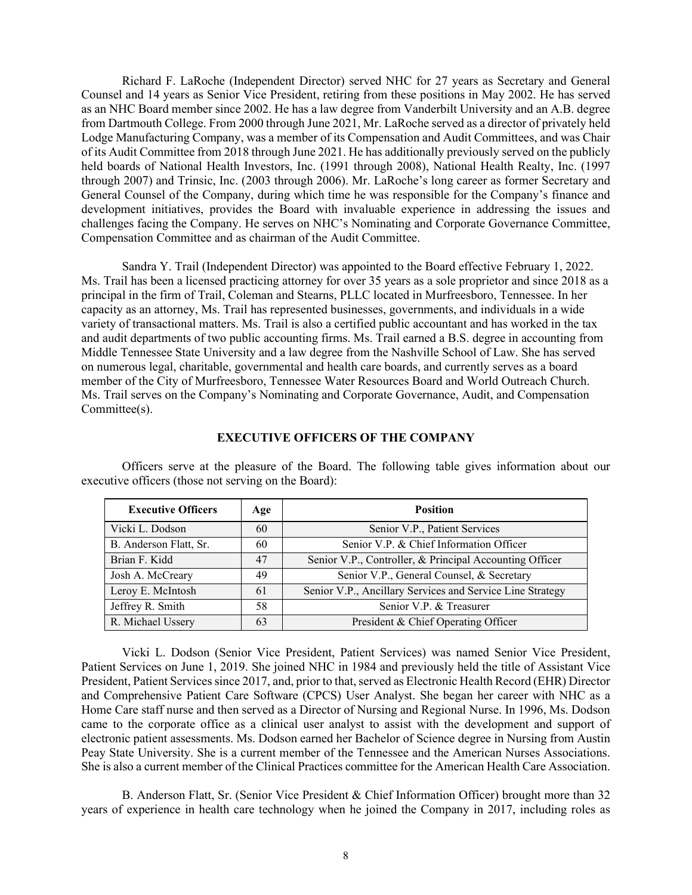Richard F. LaRoche (Independent Director) served NHC for 27 years as Secretary and General Counsel and 14 years as Senior Vice President, retiring from these positions in May 2002. He has served as an NHC Board member since 2002. He has a law degree from Vanderbilt University and an A.B. degree from Dartmouth College. From 2000 through June 2021, Mr. LaRoche served as a director of privately held Lodge Manufacturing Company, was a member of its Compensation and Audit Committees, and was Chair of its Audit Committee from 2018 through June 2021. He has additionally previously served on the publicly held boards of National Health Investors, Inc. (1991 through 2008), National Health Realty, Inc. (1997 through 2007) and Trinsic, Inc. (2003 through 2006). Mr. LaRoche's long career as former Secretary and General Counsel of the Company, during which time he was responsible for the Company's finance and development initiatives, provides the Board with invaluable experience in addressing the issues and challenges facing the Company. He serves on NHC's Nominating and Corporate Governance Committee, Compensation Committee and as chairman of the Audit Committee.

Sandra Y. Trail (Independent Director) was appointed to the Board effective February 1, 2022. Ms. Trail has been a licensed practicing attorney for over 35 years as a sole proprietor and since 2018 as a principal in the firm of Trail, Coleman and Stearns, PLLC located in Murfreesboro, Tennessee. In her capacity as an attorney, Ms. Trail has represented businesses, governments, and individuals in a wide variety of transactional matters. Ms. Trail is also a certified public accountant and has worked in the tax and audit departments of two public accounting firms. Ms. Trail earned a B.S. degree in accounting from Middle Tennessee State University and a law degree from the Nashville School of Law. She has served on numerous legal, charitable, governmental and health care boards, and currently serves as a board member of the City of Murfreesboro, Tennessee Water Resources Board and World Outreach Church. Ms. Trail serves on the Company's Nominating and Corporate Governance, Audit, and Compensation Committee(s).

## EXECUTIVE OFFICERS OF THE COMPANY

Officers serve at the pleasure of the Board. The following table gives information about our executive officers (those not serving on the Board):

| Executive Officers | Age | Position |
|---|---|---|
| Vicki L. Dodson | 60 | Senior V.P., Patient Services |
| B. Anderson Flatt, Sr. | 60 | Senior V.P. & Chief Information Officer |
| Brian F. Kidd | 47 | Senior V.P., Controller, & Principal Accounting Officer |
| Josh A. McCreary | 49 | Senior V.P., General Counsel, & Secretary |
| Leroy E. McIntosh | 61 | Senior V.P., Ancillary Services and Service Line Strategy |
| Jeffrey R. Smith | 58 | Senior V.P. & Treasurer |
| R. Michael Ussery | 63 | President & Chief Operating Officer |

Vicki L. Dodson (Senior Vice President, Patient Services) was named Senior Vice President, Patient Services on June 1, 2019. She joined NHC in 1984 and previously held the title of Assistant Vice President, Patient Services since 2017, and, prior to that, served as Electronic Health Record (EHR) Director and Comprehensive Patient Care Software (CPCS) User Analyst. She began her career with NHC as a Home Care staff nurse and then served as a Director of Nursing and Regional Nurse. In 1996, Ms. Dodson came to the corporate office as a clinical user analyst to assist with the development and support of electronic patient assessments. Ms. Dodson earned her Bachelor of Science degree in Nursing from Austin Peay State University. She is a current member of the Tennessee and the American Nurses Associations. She is also a current member of the Clinical Practices committee for the American Health Care Association.

B. Anderson Flatt, Sr. (Senior Vice President & Chief Information Officer) brought more than 32 years of experience in health care technology when he joined the Company in 2017, including roles as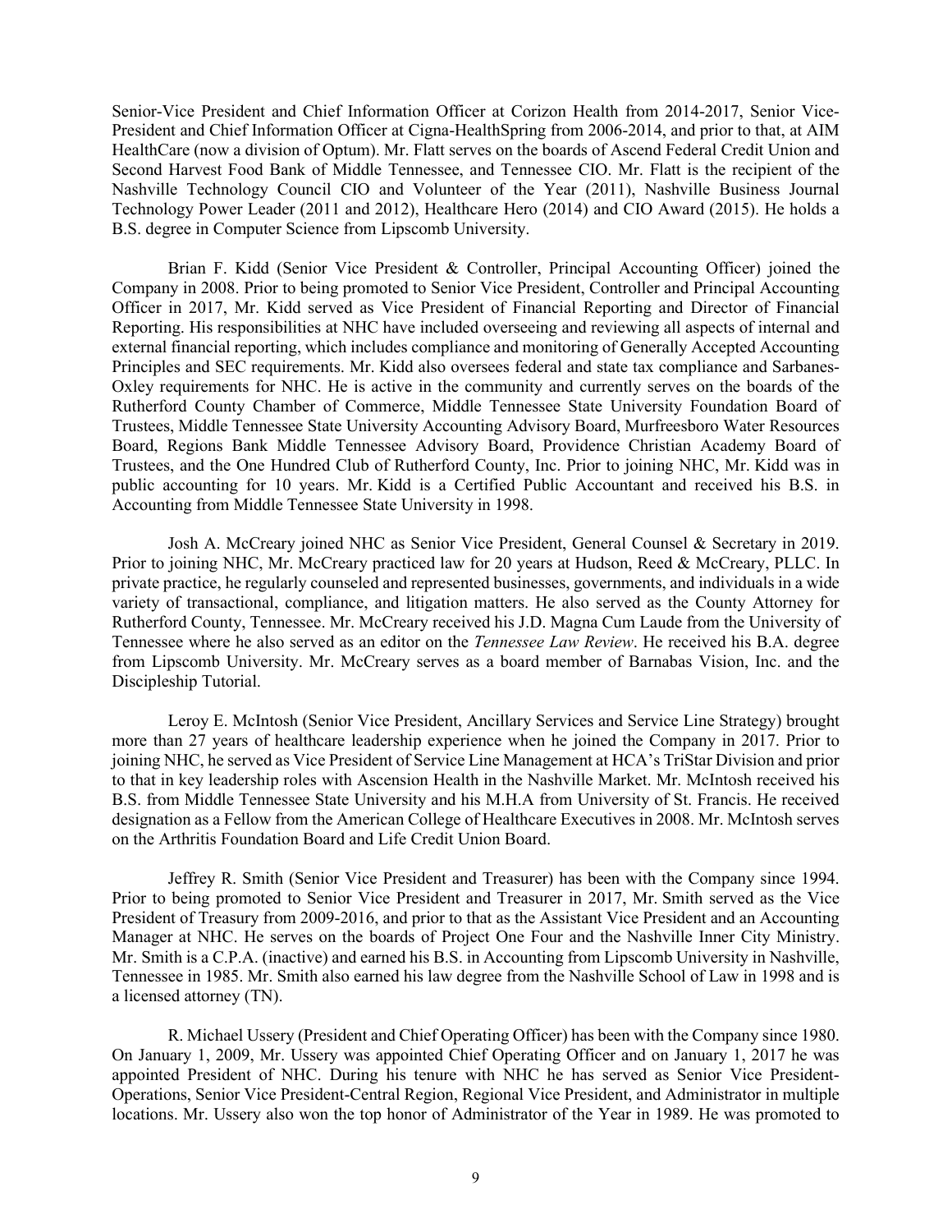Senior-Vice President and Chief Information Officer at Corizon Health from 2014-2017, Senior Vice-President and Chief Information Officer at Cigna-HealthSpring from 2006-2014, and prior to that, at AIM HealthCare (now a division of Optum). Mr. Flatt serves on the boards of Ascend Federal Credit Union and Second Harvest Food Bank of Middle Tennessee, and Tennessee CIO. Mr. Flatt is the recipient of the Nashville Technology Council CIO and Volunteer of the Year (2011), Nashville Business Journal Technology Power Leader (2011 and 2012), Healthcare Hero (2014) and CIO Award (2015). He holds a B.S. degree in Computer Science from Lipscomb University.

Brian F. Kidd (Senior Vice President & Controller, Principal Accounting Officer) joined the Company in 2008. Prior to being promoted to Senior Vice President, Controller and Principal Accounting Officer in 2017, Mr. Kidd served as Vice President of Financial Reporting and Director of Financial Reporting. His responsibilities at NHC have included overseeing and reviewing all aspects of internal and external financial reporting, which includes compliance and monitoring of Generally Accepted Accounting Principles and SEC requirements. Mr. Kidd also oversees federal and state tax compliance and Sarbanes-Oxley requirements for NHC. He is active in the community and currently serves on the boards of the Rutherford County Chamber of Commerce, Middle Tennessee State University Foundation Board of Trustees, Middle Tennessee State University Accounting Advisory Board, Murfreesboro Water Resources Board, Regions Bank Middle Tennessee Advisory Board, Providence Christian Academy Board of Trustees, and the One Hundred Club of Rutherford County, Inc. Prior to joining NHC, Mr. Kidd was in public accounting for 10 years. Mr. Kidd is a Certified Public Accountant and received his B.S. in Accounting from Middle Tennessee State University in 1998.

Josh A. McCreary joined NHC as Senior Vice President, General Counsel & Secretary in 2019. Prior to joining NHC, Mr. McCreary practiced law for 20 years at Hudson, Reed & McCreary, PLLC. In private practice, he regularly counseled and represented businesses, governments, and individuals in a wide variety of transactional, compliance, and litigation matters. He also served as the County Attorney for Rutherford County, Tennessee. Mr. McCreary received his J.D. Magna Cum Laude from the University of Tennessee where he also served as an editor on the *Tennessee Law Review*. He received his B.A. degree from Lipscomb University. Mr. McCreary serves as a board member of Barnabas Vision, Inc. and the Discipleship Tutorial.

Leroy E. McIntosh (Senior Vice President, Ancillary Services and Service Line Strategy) brought more than 27 years of healthcare leadership experience when he joined the Company in 2017. Prior to joining NHC, he served as Vice President of Service Line Management at HCA's TriStar Division and prior to that in key leadership roles with Ascension Health in the Nashville Market. Mr. McIntosh received his B.S. from Middle Tennessee State University and his M.H.A from University of St. Francis. He received designation as a Fellow from the American College of Healthcare Executives in 2008. Mr. McIntosh serves on the Arthritis Foundation Board and Life Credit Union Board.

Jeffrey R. Smith (Senior Vice President and Treasurer) has been with the Company since 1994. Prior to being promoted to Senior Vice President and Treasurer in 2017, Mr. Smith served as the Vice President of Treasury from 2009-2016, and prior to that as the Assistant Vice President and an Accounting Manager at NHC. He serves on the boards of Project One Four and the Nashville Inner City Ministry. Mr. Smith is a C.P.A. (inactive) and earned his B.S. in Accounting from Lipscomb University in Nashville, Tennessee in 1985. Mr. Smith also earned his law degree from the Nashville School of Law in 1998 and is a licensed attorney (TN).

R. Michael Ussery (President and Chief Operating Officer) has been with the Company since 1980. On January 1, 2009, Mr. Ussery was appointed Chief Operating Officer and on January 1, 2017 he was appointed President of NHC. During his tenure with NHC he has served as Senior Vice President-Operations, Senior Vice President-Central Region, Regional Vice President, and Administrator in multiple locations. Mr. Ussery also won the top honor of Administrator of the Year in 1989. He was promoted to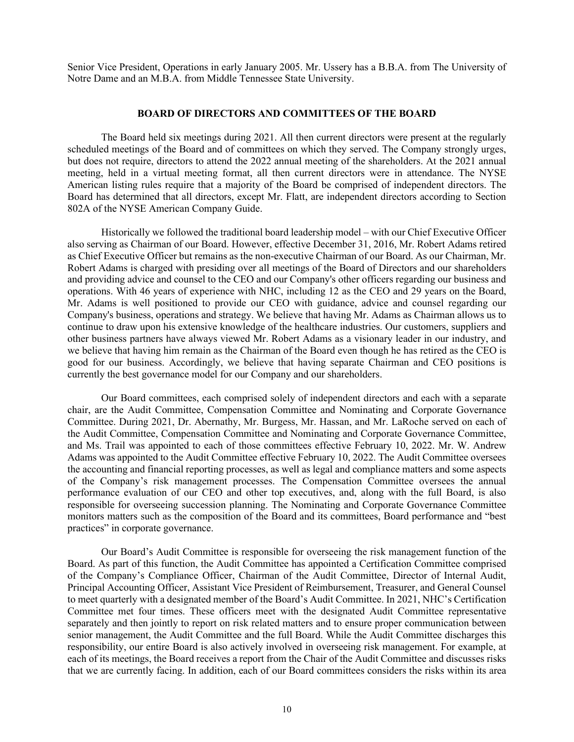Senior Vice President, Operations in early January 2005. Mr. Ussery has a B.B.A. from The University of Notre Dame and an M.B.A. from Middle Tennessee State University.

## BOARD OF DIRECTORS AND COMMITTEES OF THE BOARD

The Board held six meetings during 2021. All then current directors were present at the regularly scheduled meetings of the Board and of committees on which they served. The Company strongly urges, but does not require, directors to attend the 2022 annual meeting of the shareholders. At the 2021 annual meeting, held in a virtual meeting format, all then current directors were in attendance. The NYSE American listing rules require that a majority of the Board be comprised of independent directors. The Board has determined that all directors, except Mr. Flatt, are independent directors according to Section 802A of the NYSE American Company Guide.

Historically we followed the traditional board leadership model – with our Chief Executive Officer also serving as Chairman of our Board. However, effective December 31, 2016, Mr. Robert Adams retired as Chief Executive Officer but remains as the non-executive Chairman of our Board. As our Chairman, Mr. Robert Adams is charged with presiding over all meetings of the Board of Directors and our shareholders and providing advice and counsel to the CEO and our Company's other officers regarding our business and operations. With 46 years of experience with NHC, including 12 as the CEO and 29 years on the Board, Mr. Adams is well positioned to provide our CEO with guidance, advice and counsel regarding our Company's business, operations and strategy. We believe that having Mr. Adams as Chairman allows us to continue to draw upon his extensive knowledge of the healthcare industries. Our customers, suppliers and other business partners have always viewed Mr. Robert Adams as a visionary leader in our industry, and we believe that having him remain as the Chairman of the Board even though he has retired as the CEO is good for our business. Accordingly, we believe that having separate Chairman and CEO positions is currently the best governance model for our Company and our shareholders.

Our Board committees, each comprised solely of independent directors and each with a separate chair, are the Audit Committee, Compensation Committee and Nominating and Corporate Governance Committee. During 2021, Dr. Abernathy, Mr. Burgess, Mr. Hassan, and Mr. LaRoche served on each of the Audit Committee, Compensation Committee and Nominating and Corporate Governance Committee, and Ms. Trail was appointed to each of those committees effective February 10, 2022. Mr. W. Andrew Adams was appointed to the Audit Committee effective February 10, 2022. The Audit Committee oversees the accounting and financial reporting processes, as well as legal and compliance matters and some aspects of the Company's risk management processes. The Compensation Committee oversees the annual performance evaluation of our CEO and other top executives, and, along with the full Board, is also responsible for overseeing succession planning. The Nominating and Corporate Governance Committee monitors matters such as the composition of the Board and its committees, Board performance and "best practices" in corporate governance.

Our Board's Audit Committee is responsible for overseeing the risk management function of the Board. As part of this function, the Audit Committee has appointed a Certification Committee comprised of the Company's Compliance Officer, Chairman of the Audit Committee, Director of Internal Audit, Principal Accounting Officer, Assistant Vice President of Reimbursement, Treasurer, and General Counsel to meet quarterly with a designated member of the Board's Audit Committee. In 2021, NHC's Certification Committee met four times. These officers meet with the designated Audit Committee representative separately and then jointly to report on risk related matters and to ensure proper communication between senior management, the Audit Committee and the full Board. While the Audit Committee discharges this responsibility, our entire Board is also actively involved in overseeing risk management. For example, at each of its meetings, the Board receives a report from the Chair of the Audit Committee and discusses risks that we are currently facing. In addition, each of our Board committees considers the risks within its area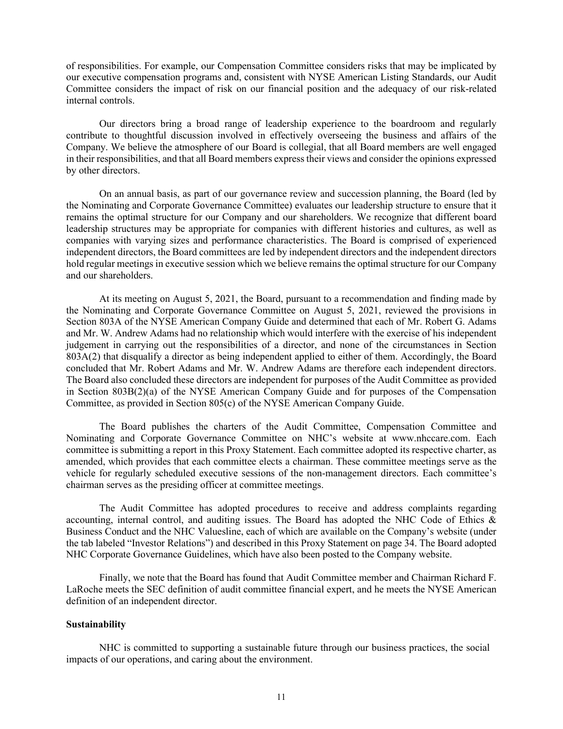of responsibilities. For example, our Compensation Committee considers risks that may be implicated by our executive compensation programs and, consistent with NYSE American Listing Standards, our Audit Committee considers the impact of risk on our financial position and the adequacy of our risk-related internal controls.

Our directors bring a broad range of leadership experience to the boardroom and regularly contribute to thoughtful discussion involved in effectively overseeing the business and affairs of the Company. We believe the atmosphere of our Board is collegial, that all Board members are well engaged in their responsibilities, and that all Board members express their views and consider the opinions expressed by other directors.

On an annual basis, as part of our governance review and succession planning, the Board (led by the Nominating and Corporate Governance Committee) evaluates our leadership structure to ensure that it remains the optimal structure for our Company and our shareholders. We recognize that different board leadership structures may be appropriate for companies with different histories and cultures, as well as companies with varying sizes and performance characteristics. The Board is comprised of experienced independent directors, the Board committees are led by independent directors and the independent directors hold regular meetings in executive session which we believe remains the optimal structure for our Company and our shareholders.

At its meeting on August 5, 2021, the Board, pursuant to a recommendation and finding made by the Nominating and Corporate Governance Committee on August 5, 2021, reviewed the provisions in Section 803A of the NYSE American Company Guide and determined that each of Mr. Robert G. Adams and Mr. W. Andrew Adams had no relationship which would interfere with the exercise of his independent judgement in carrying out the responsibilities of a director, and none of the circumstances in Section 803A(2) that disqualify a director as being independent applied to either of them. Accordingly, the Board concluded that Mr. Robert Adams and Mr. W. Andrew Adams are therefore each independent directors. The Board also concluded these directors are independent for purposes of the Audit Committee as provided in Section 803B(2)(a) of the NYSE American Company Guide and for purposes of the Compensation Committee, as provided in Section 805(c) of the NYSE American Company Guide.

The Board publishes the charters of the Audit Committee, Compensation Committee and Nominating and Corporate Governance Committee on NHC's website at www.nhccare.com. Each committee is submitting a report in this Proxy Statement. Each committee adopted its respective charter, as amended, which provides that each committee elects a chairman. These committee meetings serve as the vehicle for regularly scheduled executive sessions of the non-management directors. Each committee's chairman serves as the presiding officer at committee meetings.

The Audit Committee has adopted procedures to receive and address complaints regarding accounting, internal control, and auditing issues. The Board has adopted the NHC Code of Ethics & Business Conduct and the NHC Valuesline, each of which are available on the Company's website (under the tab labeled "Investor Relations") and described in this Proxy Statement on page 34. The Board adopted NHC Corporate Governance Guidelines, which have also been posted to the Company website.

Finally, we note that the Board has found that Audit Committee member and Chairman Richard F. LaRoche meets the SEC definition of audit committee financial expert, and he meets the NYSE American definition of an independent director.

**Sustainability**

NHC is committed to supporting a sustainable future through our business practices, the social impacts of our operations, and caring about the environment.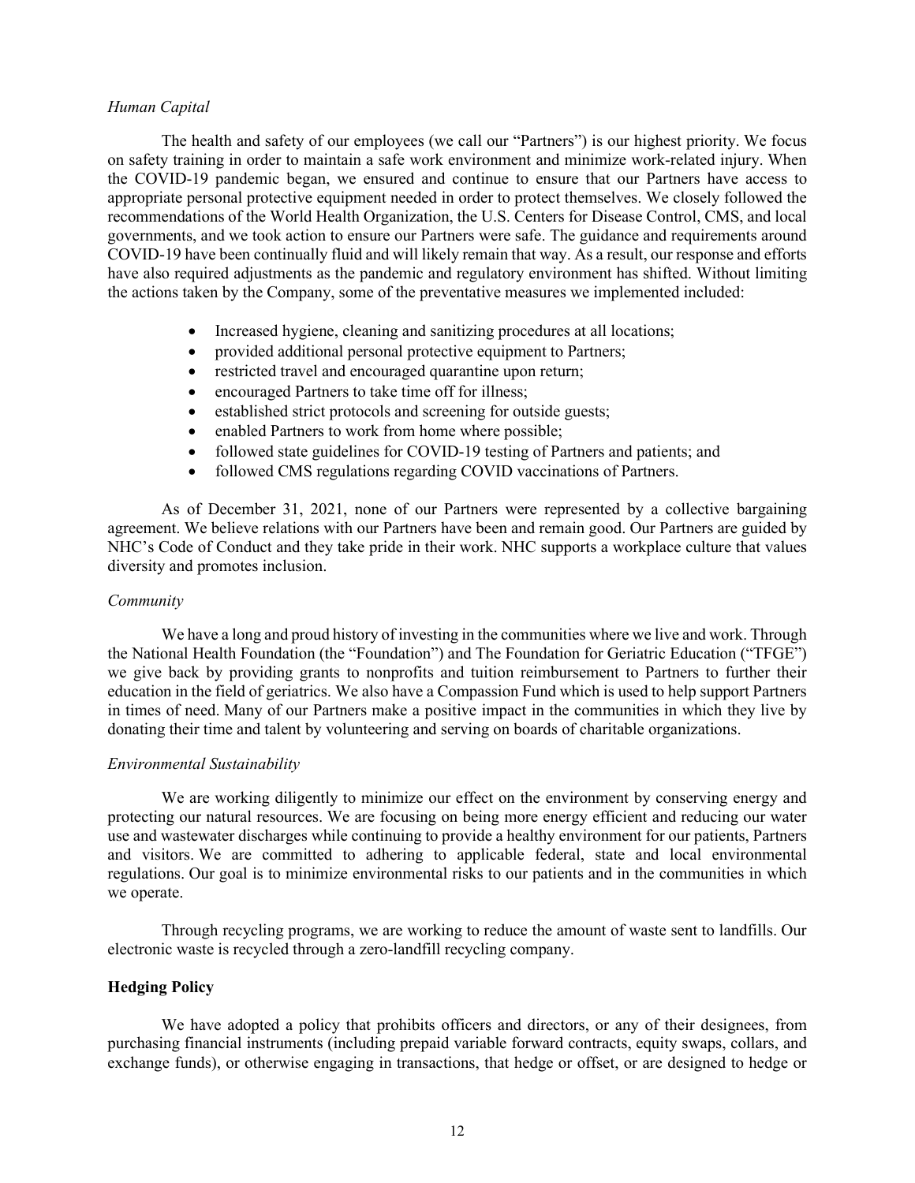*Human Capital*

The health and safety of our employees (we call our "Partners") is our highest priority. We focus on safety training in order to maintain a safe work environment and minimize work-related injury. When the COVID-19 pandemic began, we ensured and continue to ensure that our Partners have access to appropriate personal protective equipment needed in order to protect themselves. We closely followed the recommendations of the World Health Organization, the U.S. Centers for Disease Control, CMS, and local governments, and we took action to ensure our Partners were safe. The guidance and requirements around COVID-19 have been continually fluid and will likely remain that way. As a result, our response and efforts have also required adjustments as the pandemic and regulatory environment has shifted. Without limiting the actions taken by the Company, some of the preventative measures we implemented included:

- Increased hygiene, cleaning and sanitizing procedures at all locations;
- provided additional personal protective equipment to Partners;
- restricted travel and encouraged quarantine upon return;
- encouraged Partners to take time off for illness;
- established strict protocols and screening for outside guests;
- enabled Partners to work from home where possible;
- followed state guidelines for COVID-19 testing of Partners and patients; and
- followed CMS regulations regarding COVID vaccinations of Partners.

As of December 31, 2021, none of our Partners were represented by a collective bargaining agreement. We believe relations with our Partners have been and remain good. Our Partners are guided by NHC's Code of Conduct and they take pride in their work. NHC supports a workplace culture that values diversity and promotes inclusion.

*Community*

We have a long and proud history of investing in the communities where we live and work. Through the National Health Foundation (the "Foundation") and The Foundation for Geriatric Education ("TFGE") we give back by providing grants to nonprofits and tuition reimbursement to Partners to further their education in the field of geriatrics. We also have a Compassion Fund which is used to help support Partners in times of need. Many of our Partners make a positive impact in the communities in which they live by donating their time and talent by volunteering and serving on boards of charitable organizations.

*Environmental Sustainability*

We are working diligently to minimize our effect on the environment by conserving energy and protecting our natural resources. We are focusing on being more energy efficient and reducing our water use and wastewater discharges while continuing to provide a healthy environment for our patients, Partners and visitors. We are committed to adhering to applicable federal, state and local environmental regulations. Our goal is to minimize environmental risks to our patients and in the communities in which we operate.

Through recycling programs, we are working to reduce the amount of waste sent to landfills. Our electronic waste is recycled through a zero-landfill recycling company.

**Hedging Policy**

We have adopted a policy that prohibits officers and directors, or any of their designees, from purchasing financial instruments (including prepaid variable forward contracts, equity swaps, collars, and exchange funds), or otherwise engaging in transactions, that hedge or offset, or are designed to hedge or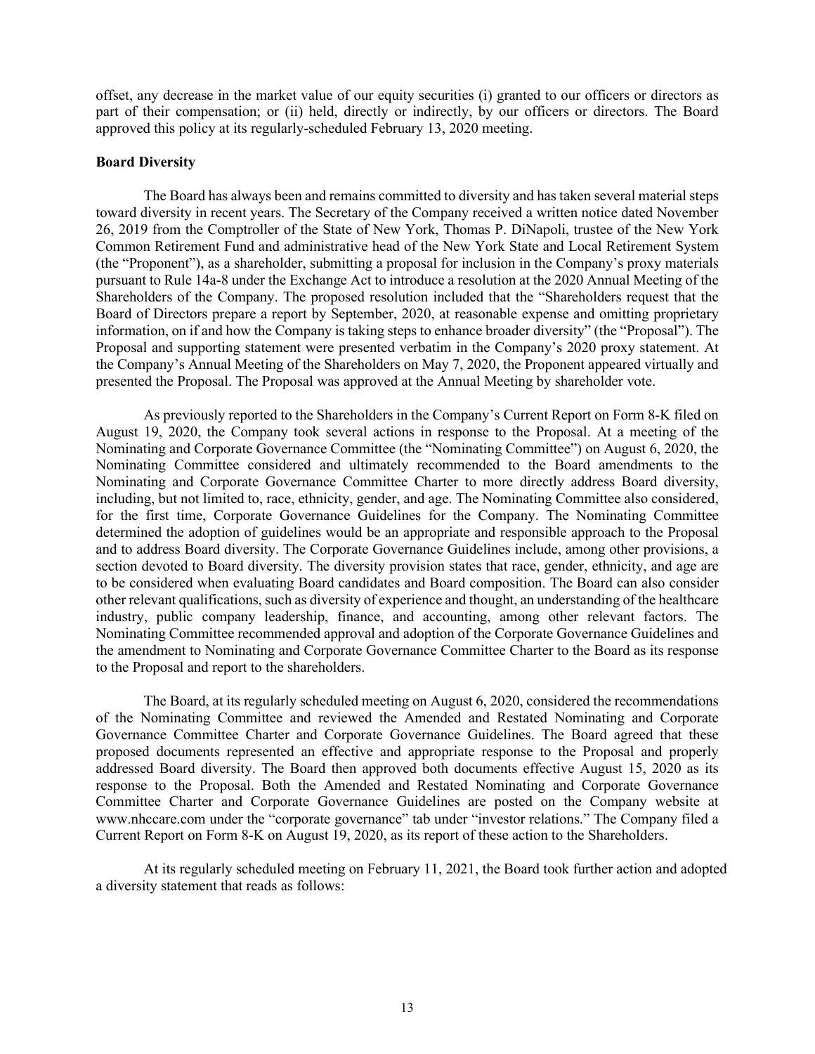offset, any decrease in the market value of our equity securities (i) granted to our officers or directors as part of their compensation; or (ii) held, directly or indirectly, by our officers or directors. The Board approved this policy at its regularly-scheduled February 13, 2020 meeting.

**Board Diversity**

The Board has always been and remains committed to diversity and has taken several material steps toward diversity in recent years. The Secretary of the Company received a written notice dated November 26, 2019 from the Comptroller of the State of New York, Thomas P. DiNapoli, trustee of the New York Common Retirement Fund and administrative head of the New York State and Local Retirement System (the "Proponent"), as a shareholder, submitting a proposal for inclusion in the Company's proxy materials pursuant to Rule 14a-8 under the Exchange Act to introduce a resolution at the 2020 Annual Meeting of the Shareholders of the Company. The proposed resolution included that the "Shareholders request that the Board of Directors prepare a report by September, 2020, at reasonable expense and omitting proprietary information, on if and how the Company is taking steps to enhance broader diversity" (the "Proposal"). The Proposal and supporting statement were presented verbatim in the Company's 2020 proxy statement. At the Company's Annual Meeting of the Shareholders on May 7, 2020, the Proponent appeared virtually and presented the Proposal. The Proposal was approved at the Annual Meeting by shareholder vote.

As previously reported to the Shareholders in the Company's Current Report on Form 8-K filed on August 19, 2020, the Company took several actions in response to the Proposal. At a meeting of the Nominating and Corporate Governance Committee (the "Nominating Committee") on August 6, 2020, the Nominating Committee considered and ultimately recommended to the Board amendments to the Nominating and Corporate Governance Committee Charter to more directly address Board diversity, including, but not limited to, race, ethnicity, gender, and age. The Nominating Committee also considered, for the first time, Corporate Governance Guidelines for the Company. The Nominating Committee determined the adoption of guidelines would be an appropriate and responsible approach to the Proposal and to address Board diversity. The Corporate Governance Guidelines include, among other provisions, a section devoted to Board diversity. The diversity provision states that race, gender, ethnicity, and age are to be considered when evaluating Board candidates and Board composition. The Board can also consider other relevant qualifications, such as diversity of experience and thought, an understanding of the healthcare industry, public company leadership, finance, and accounting, among other relevant factors. The Nominating Committee recommended approval and adoption of the Corporate Governance Guidelines and the amendment to Nominating and Corporate Governance Committee Charter to the Board as its response to the Proposal and report to the shareholders.

The Board, at its regularly scheduled meeting on August 6, 2020, considered the recommendations of the Nominating Committee and reviewed the Amended and Restated Nominating and Corporate Governance Committee Charter and Corporate Governance Guidelines. The Board agreed that these proposed documents represented an effective and appropriate response to the Proposal and properly addressed Board diversity. The Board then approved both documents effective August 15, 2020 as its response to the Proposal. Both the Amended and Restated Nominating and Corporate Governance Committee Charter and Corporate Governance Guidelines are posted on the Company website at www.nhccare.com under the "corporate governance" tab under "investor relations." The Company filed a Current Report on Form 8-K on August 19, 2020, as its report of these action to the Shareholders.

At its regularly scheduled meeting on February 11, 2021, the Board took further action and adopted a diversity statement that reads as follows: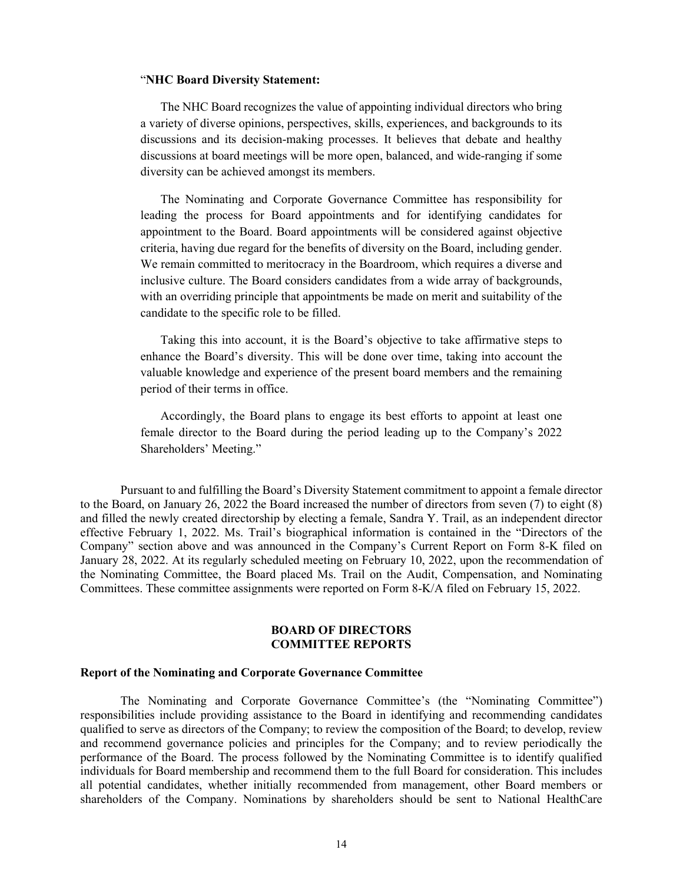"**NHC Board Diversity Statement:**

The NHC Board recognizes the value of appointing individual directors who bring a variety of diverse opinions, perspectives, skills, experiences, and backgrounds to its discussions and its decision-making processes. It believes that debate and healthy discussions at board meetings will be more open, balanced, and wide-ranging if some diversity can be achieved amongst its members.

The Nominating and Corporate Governance Committee has responsibility for leading the process for Board appointments and for identifying candidates for appointment to the Board. Board appointments will be considered against objective criteria, having due regard for the benefits of diversity on the Board, including gender. We remain committed to meritocracy in the Boardroom, which requires a diverse and inclusive culture. The Board considers candidates from a wide array of backgrounds, with an overriding principle that appointments be made on merit and suitability of the candidate to the specific role to be filled.

Taking this into account, it is the Board's objective to take affirmative steps to enhance the Board's diversity. This will be done over time, taking into account the valuable knowledge and experience of the present board members and the remaining period of their terms in office.

Accordingly, the Board plans to engage its best efforts to appoint at least one female director to the Board during the period leading up to the Company's 2022 Shareholders' Meeting."

Pursuant to and fulfilling the Board's Diversity Statement commitment to appoint a female director to the Board, on January 26, 2022 the Board increased the number of directors from seven (7) to eight (8) and filled the newly created directorship by electing a female, Sandra Y. Trail, as an independent director effective February 1, 2022. Ms. Trail's biographical information is contained in the "Directors of the Company" section above and was announced in the Company's Current Report on Form 8-K filed on January 28, 2022. At its regularly scheduled meeting on February 10, 2022, upon the recommendation of the Nominating Committee, the Board placed Ms. Trail on the Audit, Compensation, and Nominating Committees. These committee assignments were reported on Form 8-K/A filed on February 15, 2022.

## BOARD OF DIRECTORS COMMITTEE REPORTS

### Report of the Nominating and Corporate Governance Committee

The Nominating and Corporate Governance Committee's (the "Nominating Committee") responsibilities include providing assistance to the Board in identifying and recommending candidates qualified to serve as directors of the Company; to review the composition of the Board; to develop, review and recommend governance policies and principles for the Company; and to review periodically the performance of the Board. The process followed by the Nominating Committee is to identify qualified individuals for Board membership and recommend them to the full Board for consideration. This includes all potential candidates, whether initially recommended from management, other Board members or shareholders of the Company. Nominations by shareholders should be sent to National HealthCare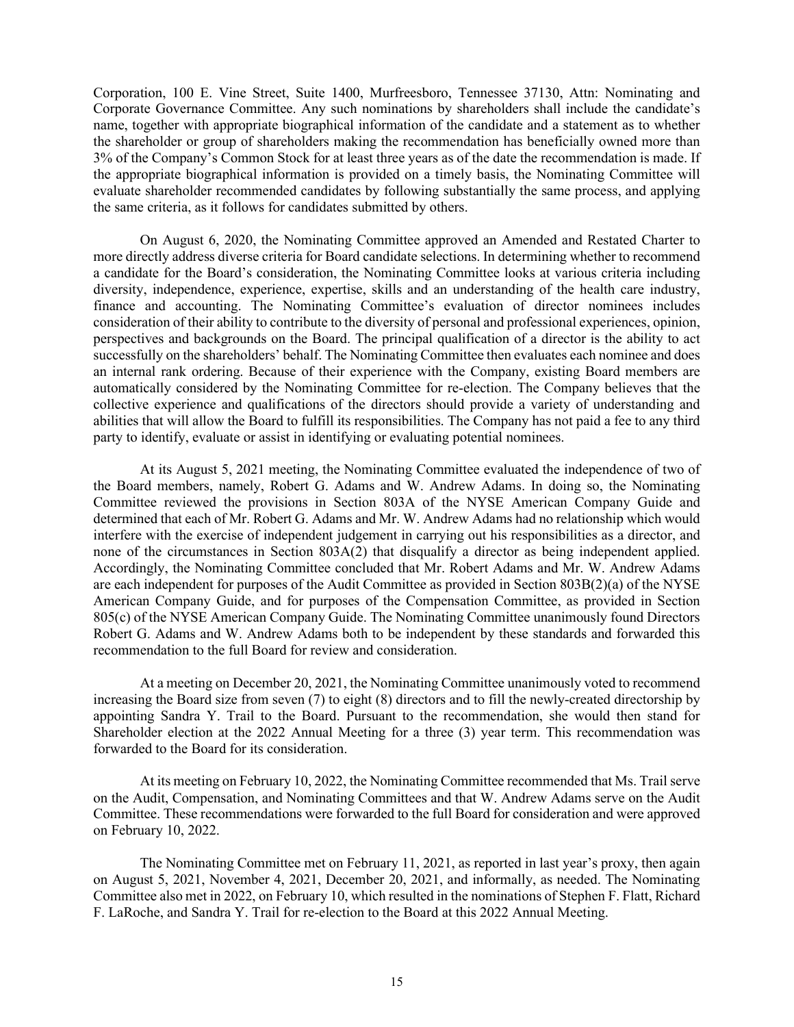Corporation, 100 E. Vine Street, Suite 1400, Murfreesboro, Tennessee 37130, Attn: Nominating and Corporate Governance Committee. Any such nominations by shareholders shall include the candidate's name, together with appropriate biographical information of the candidate and a statement as to whether the shareholder or group of shareholders making the recommendation has beneficially owned more than 3% of the Company's Common Stock for at least three years as of the date the recommendation is made. If the appropriate biographical information is provided on a timely basis, the Nominating Committee will evaluate shareholder recommended candidates by following substantially the same process, and applying the same criteria, as it follows for candidates submitted by others.

On August 6, 2020, the Nominating Committee approved an Amended and Restated Charter to more directly address diverse criteria for Board candidate selections. In determining whether to recommend a candidate for the Board's consideration, the Nominating Committee looks at various criteria including diversity, independence, experience, expertise, skills and an understanding of the health care industry, finance and accounting. The Nominating Committee's evaluation of director nominees includes consideration of their ability to contribute to the diversity of personal and professional experiences, opinion, perspectives and backgrounds on the Board. The principal qualification of a director is the ability to act successfully on the shareholders' behalf. The Nominating Committee then evaluates each nominee and does an internal rank ordering. Because of their experience with the Company, existing Board members are automatically considered by the Nominating Committee for re-election. The Company believes that the collective experience and qualifications of the directors should provide a variety of understanding and abilities that will allow the Board to fulfill its responsibilities. The Company has not paid a fee to any third party to identify, evaluate or assist in identifying or evaluating potential nominees.

At its August 5, 2021 meeting, the Nominating Committee evaluated the independence of two of the Board members, namely, Robert G. Adams and W. Andrew Adams. In doing so, the Nominating Committee reviewed the provisions in Section 803A of the NYSE American Company Guide and determined that each of Mr. Robert G. Adams and Mr. W. Andrew Adams had no relationship which would interfere with the exercise of independent judgement in carrying out his responsibilities as a director, and none of the circumstances in Section 803A(2) that disqualify a director as being independent applied. Accordingly, the Nominating Committee concluded that Mr. Robert Adams and Mr. W. Andrew Adams are each independent for purposes of the Audit Committee as provided in Section 803B(2)(a) of the NYSE American Company Guide, and for purposes of the Compensation Committee, as provided in Section 805(c) of the NYSE American Company Guide. The Nominating Committee unanimously found Directors Robert G. Adams and W. Andrew Adams both to be independent by these standards and forwarded this recommendation to the full Board for review and consideration.

At a meeting on December 20, 2021, the Nominating Committee unanimously voted to recommend increasing the Board size from seven (7) to eight (8) directors and to fill the newly-created directorship by appointing Sandra Y. Trail to the Board. Pursuant to the recommendation, she would then stand for Shareholder election at the 2022 Annual Meeting for a three (3) year term. This recommendation was forwarded to the Board for its consideration.

At its meeting on February 10, 2022, the Nominating Committee recommended that Ms. Trail serve on the Audit, Compensation, and Nominating Committees and that W. Andrew Adams serve on the Audit Committee. These recommendations were forwarded to the full Board for consideration and were approved on February 10, 2022.

The Nominating Committee met on February 11, 2021, as reported in last year's proxy, then again on August 5, 2021, November 4, 2021, December 20, 2021, and informally, as needed. The Nominating Committee also met in 2022, on February 10, which resulted in the nominations of Stephen F. Flatt, Richard F. LaRoche, and Sandra Y. Trail for re-election to the Board at this 2022 Annual Meeting.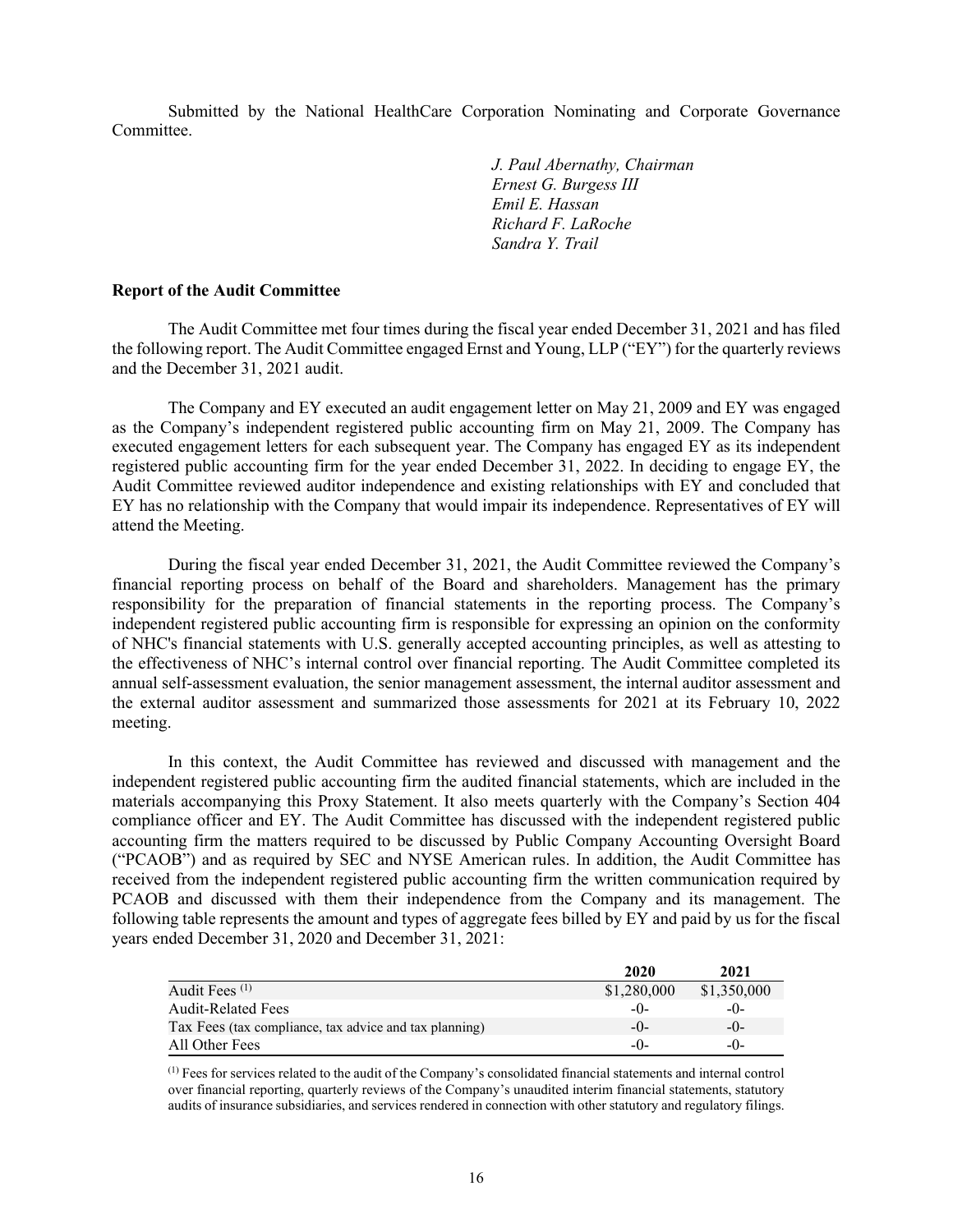Submitted by the National HealthCare Corporation Nominating and Corporate Governance Committee.

*J. Paul Abernathy, Chairman*
*Ernest G. Burgess III*
*Emil E. Hassan*
*Richard F. LaRoche*
*Sandra Y. Trail*

**Report of the Audit Committee**

The Audit Committee met four times during the fiscal year ended December 31, 2021 and has filed the following report. The Audit Committee engaged Ernst and Young, LLP ("EY") for the quarterly reviews and the December 31, 2021 audit.

The Company and EY executed an audit engagement letter on May 21, 2009 and EY was engaged as the Company's independent registered public accounting firm on May 21, 2009. The Company has executed engagement letters for each subsequent year. The Company has engaged EY as its independent registered public accounting firm for the year ended December 31, 2022. In deciding to engage EY, the Audit Committee reviewed auditor independence and existing relationships with EY and concluded that EY has no relationship with the Company that would impair its independence. Representatives of EY will attend the Meeting.

During the fiscal year ended December 31, 2021, the Audit Committee reviewed the Company's financial reporting process on behalf of the Board and shareholders. Management has the primary responsibility for the preparation of financial statements in the reporting process. The Company's independent registered public accounting firm is responsible for expressing an opinion on the conformity of NHC's financial statements with U.S. generally accepted accounting principles, as well as attesting to the effectiveness of NHC's internal control over financial reporting. The Audit Committee completed its annual self-assessment evaluation, the senior management assessment, the internal auditor assessment and the external auditor assessment and summarized those assessments for 2021 at its February 10, 2022 meeting.

In this context, the Audit Committee has reviewed and discussed with management and the independent registered public accounting firm the audited financial statements, which are included in the materials accompanying this Proxy Statement. It also meets quarterly with the Company's Section 404 compliance officer and EY. The Audit Committee has discussed with the independent registered public accounting firm the matters required to be discussed by Public Company Accounting Oversight Board ("PCAOB") and as required by SEC and NYSE American rules. In addition, the Audit Committee has received from the independent registered public accounting firm the written communication required by PCAOB and discussed with them their independence from the Company and its management. The following table represents the amount and types of aggregate fees billed by EY and paid by us for the fiscal years ended December 31, 2020 and December 31, 2021:

| | 2020 | 2021 |
|---|---|---|
| Audit Fees [1] | $1,280,000 | $1,350,000 |
| Audit-Related Fees | -0- | -0- |
| Tax Fees (tax compliance, tax advice and tax planning) | -0- | -0- |
| All Other Fees | -0- | -0- |

[1] Fees for services related to the audit of the Company's consolidated financial statements and internal control over financial reporting, quarterly reviews of the Company's unaudited interim financial statements, statutory audits of insurance subsidiaries, and services rendered in connection with other statutory and regulatory filings.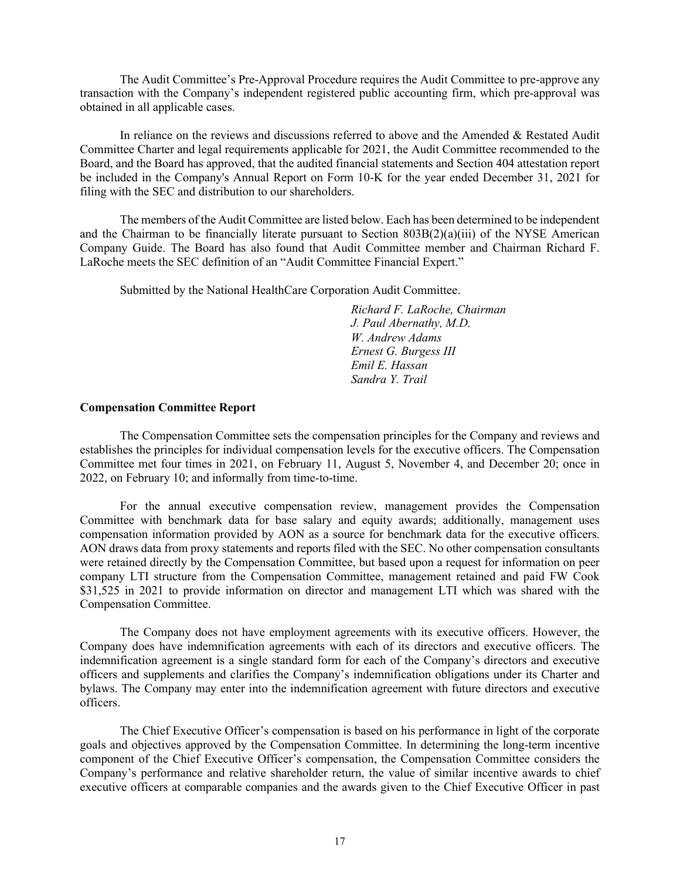The Audit Committee's Pre-Approval Procedure requires the Audit Committee to pre-approve any transaction with the Company's independent registered public accounting firm, which pre-approval was obtained in all applicable cases.

In reliance on the reviews and discussions referred to above and the Amended & Restated Audit Committee Charter and legal requirements applicable for 2021, the Audit Committee recommended to the Board, and the Board has approved, that the audited financial statements and Section 404 attestation report be included in the Company's Annual Report on Form 10-K for the year ended December 31, 2021 for filing with the SEC and distribution to our shareholders.

The members of the Audit Committee are listed below. Each has been determined to be independent and the Chairman to be financially literate pursuant to Section 803B(2)(a)(iii) of the NYSE American Company Guide. The Board has also found that Audit Committee member and Chairman Richard F. LaRoche meets the SEC definition of an "Audit Committee Financial Expert."

Submitted by the National HealthCare Corporation Audit Committee.

*Richard F. LaRoche, Chairman*
*J. Paul Abernathy, M.D.*
*W. Andrew Adams*
*Ernest G. Burgess III*
*Emil E. Hassan*
*Sandra Y. Trail*

**Compensation Committee Report**

The Compensation Committee sets the compensation principles for the Company and reviews and establishes the principles for individual compensation levels for the executive officers. The Compensation Committee met four times in 2021, on February 11, August 5, November 4, and December 20; once in 2022, on February 10; and informally from time-to-time.

For the annual executive compensation review, management provides the Compensation Committee with benchmark data for base salary and equity awards; additionally, management uses compensation information provided by AON as a source for benchmark data for the executive officers. AON draws data from proxy statements and reports filed with the SEC. No other compensation consultants were retained directly by the Compensation Committee, but based upon a request for information on peer company LTI structure from the Compensation Committee, management retained and paid FW Cook $31,525 in 2021 to provide information on director and management LTI which was shared with the Compensation Committee.

The Company does not have employment agreements with its executive officers. However, the Company does have indemnification agreements with each of its directors and executive officers. The indemnification agreement is a single standard form for each of the Company's directors and executive officers and supplements and clarifies the Company's indemnification obligations under its Charter and bylaws. The Company may enter into the indemnification agreement with future directors and executive officers.

The Chief Executive Officer's compensation is based on his performance in light of the corporate goals and objectives approved by the Compensation Committee. In determining the long-term incentive component of the Chief Executive Officer's compensation, the Compensation Committee considers the Company's performance and relative shareholder return, the value of similar incentive awards to chief executive officers at comparable companies and the awards given to the Chief Executive Officer in past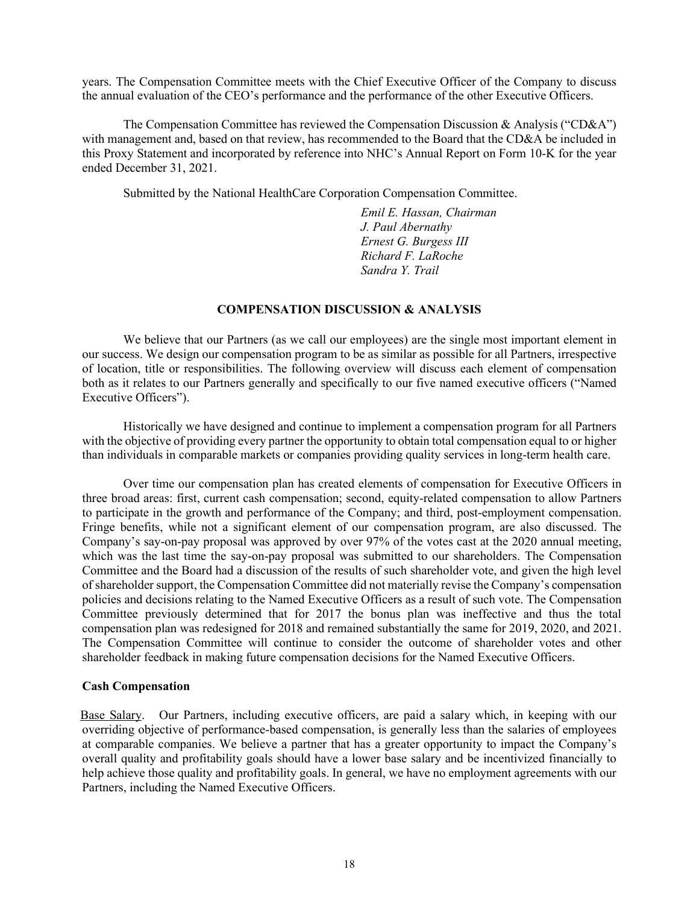years. The Compensation Committee meets with the Chief Executive Officer of the Company to discuss the annual evaluation of the CEO's performance and the performance of the other Executive Officers.

The Compensation Committee has reviewed the Compensation Discussion & Analysis ("CD&A") with management and, based on that review, has recommended to the Board that the CD&A be included in this Proxy Statement and incorporated by reference into NHC's Annual Report on Form 10-K for the year ended December 31, 2021.

Submitted by the National HealthCare Corporation Compensation Committee.

*Emil E. Hassan, Chairman*
*J. Paul Abernathy*
*Ernest G. Burgess III*
*Richard F. LaRoche*
*Sandra Y. Trail*

## COMPENSATION DISCUSSION & ANALYSIS

We believe that our Partners (as we call our employees) are the single most important element in our success. We design our compensation program to be as similar as possible for all Partners, irrespective of location, title or responsibilities. The following overview will discuss each element of compensation both as it relates to our Partners generally and specifically to our five named executive officers ("Named Executive Officers").

Historically we have designed and continue to implement a compensation program for all Partners with the objective of providing every partner the opportunity to obtain total compensation equal to or higher than individuals in comparable markets or companies providing quality services in long-term health care.

Over time our compensation plan has created elements of compensation for Executive Officers in three broad areas: first, current cash compensation; second, equity-related compensation to allow Partners to participate in the growth and performance of the Company; and third, post-employment compensation. Fringe benefits, while not a significant element of our compensation program, are also discussed. The Company's say-on-pay proposal was approved by over 97% of the votes cast at the 2020 annual meeting, which was the last time the say-on-pay proposal was submitted to our shareholders. The Compensation Committee and the Board had a discussion of the results of such shareholder vote, and given the high level of shareholder support, the Compensation Committee did not materially revise the Company's compensation policies and decisions relating to the Named Executive Officers as a result of such vote. The Compensation Committee previously determined that for 2017 the bonus plan was ineffective and thus the total compensation plan was redesigned for 2018 and remained substantially the same for 2019, 2020, and 2021. The Compensation Committee will continue to consider the outcome of shareholder votes and other shareholder feedback in making future compensation decisions for the Named Executive Officers.

### Cash Compensation

Base Salary. Our Partners, including executive officers, are paid a salary which, in keeping with our overriding objective of performance-based compensation, is generally less than the salaries of employees at comparable companies. We believe a partner that has a greater opportunity to impact the Company's overall quality and profitability goals should have a lower base salary and be incentivized financially to help achieve those quality and profitability goals. In general, we have no employment agreements with our Partners, including the Named Executive Officers.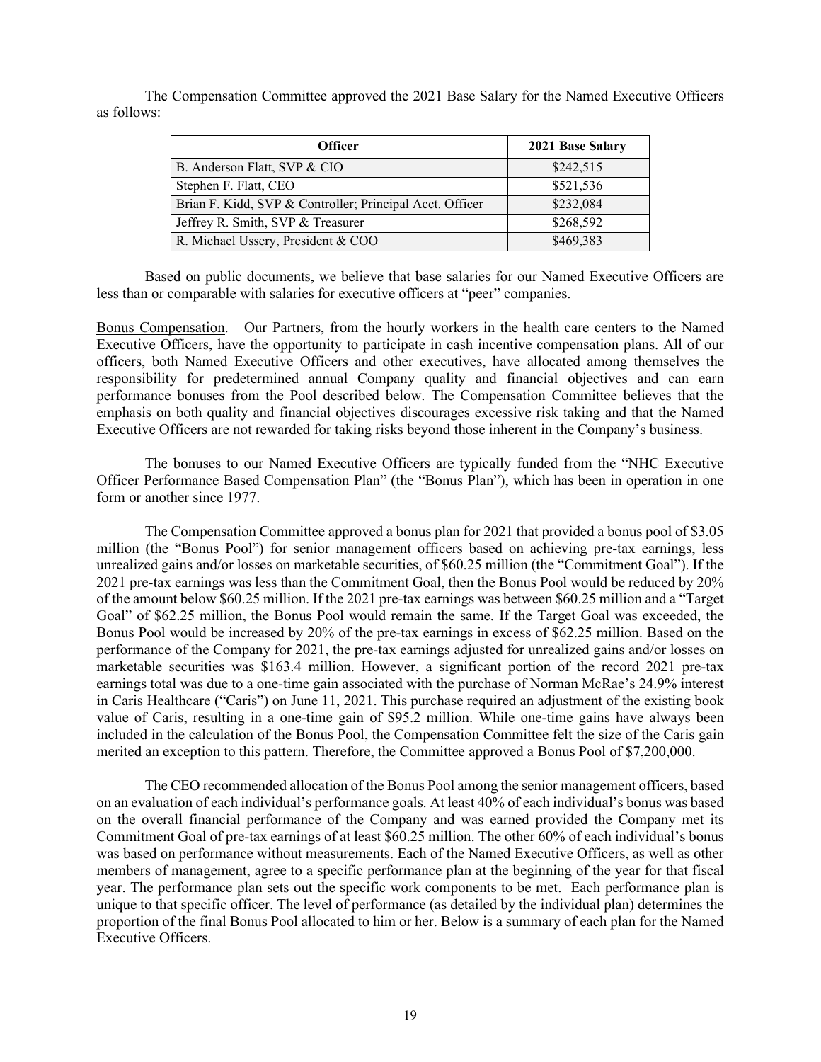The Compensation Committee approved the 2021 Base Salary for the Named Executive Officers as follows:

| Officer | 2021 Base Salary |
|---|---|
| B. Anderson Flatt, SVP & CIO | $242,515 |
| Stephen F. Flatt, CEO | $521,536 |
| Brian F. Kidd, SVP & Controller; Principal Acct. Officer | $232,084 |
| Jeffrey R. Smith, SVP & Treasurer | $268,592 |
| R. Michael Ussery, President & COO | $469,383 |

Based on public documents, we believe that base salaries for our Named Executive Officers are less than or comparable with salaries for executive officers at "peer" companies.

Bonus Compensation. Our Partners, from the hourly workers in the health care centers to the Named Executive Officers, have the opportunity to participate in cash incentive compensation plans. All of our officers, both Named Executive Officers and other executives, have allocated among themselves the responsibility for predetermined annual Company quality and financial objectives and can earn performance bonuses from the Pool described below. The Compensation Committee believes that the emphasis on both quality and financial objectives discourages excessive risk taking and that the Named Executive Officers are not rewarded for taking risks beyond those inherent in the Company's business.

The bonuses to our Named Executive Officers are typically funded from the "NHC Executive Officer Performance Based Compensation Plan" (the "Bonus Plan"), which has been in operation in one form or another since 1977.

The Compensation Committee approved a bonus plan for 2021 that provided a bonus pool of $3.05 million (the "Bonus Pool") for senior management officers based on achieving pre-tax earnings, less unrealized gains and/or losses on marketable securities, of $60.25 million (the "Commitment Goal"). If the 2021 pre-tax earnings was less than the Commitment Goal, then the Bonus Pool would be reduced by 20% of the amount below $60.25 million. If the 2021 pre-tax earnings was between $60.25 million and a "Target Goal" of $62.25 million, the Bonus Pool would remain the same. If the Target Goal was exceeded, the Bonus Pool would be increased by 20% of the pre-tax earnings in excess of $62.25 million. Based on the performance of the Company for 2021, the pre-tax earnings adjusted for unrealized gains and/or losses on marketable securities was $163.4 million. However, a significant portion of the record 2021 pre-tax earnings total was due to a one-time gain associated with the purchase of Norman McRae's 24.9% interest in Caris Healthcare ("Caris") on June 11, 2021. This purchase required an adjustment of the existing book value of Caris, resulting in a one-time gain of $95.2 million. While one-time gains have always been included in the calculation of the Bonus Pool, the Compensation Committee felt the size of the Caris gain merited an exception to this pattern. Therefore, the Committee approved a Bonus Pool of $7,200,000.

The CEO recommended allocation of the Bonus Pool among the senior management officers, based on an evaluation of each individual's performance goals. At least 40% of each individual's bonus was based on the overall financial performance of the Company and was earned provided the Company met its Commitment Goal of pre-tax earnings of at least $60.25 million. The other 60% of each individual's bonus was based on performance without measurements. Each of the Named Executive Officers, as well as other members of management, agree to a specific performance plan at the beginning of the year for that fiscal year. The performance plan sets out the specific work components to be met. Each performance plan is unique to that specific officer. The level of performance (as detailed by the individual plan) determines the proportion of the final Bonus Pool allocated to him or her. Below is a summary of each plan for the Named Executive Officers.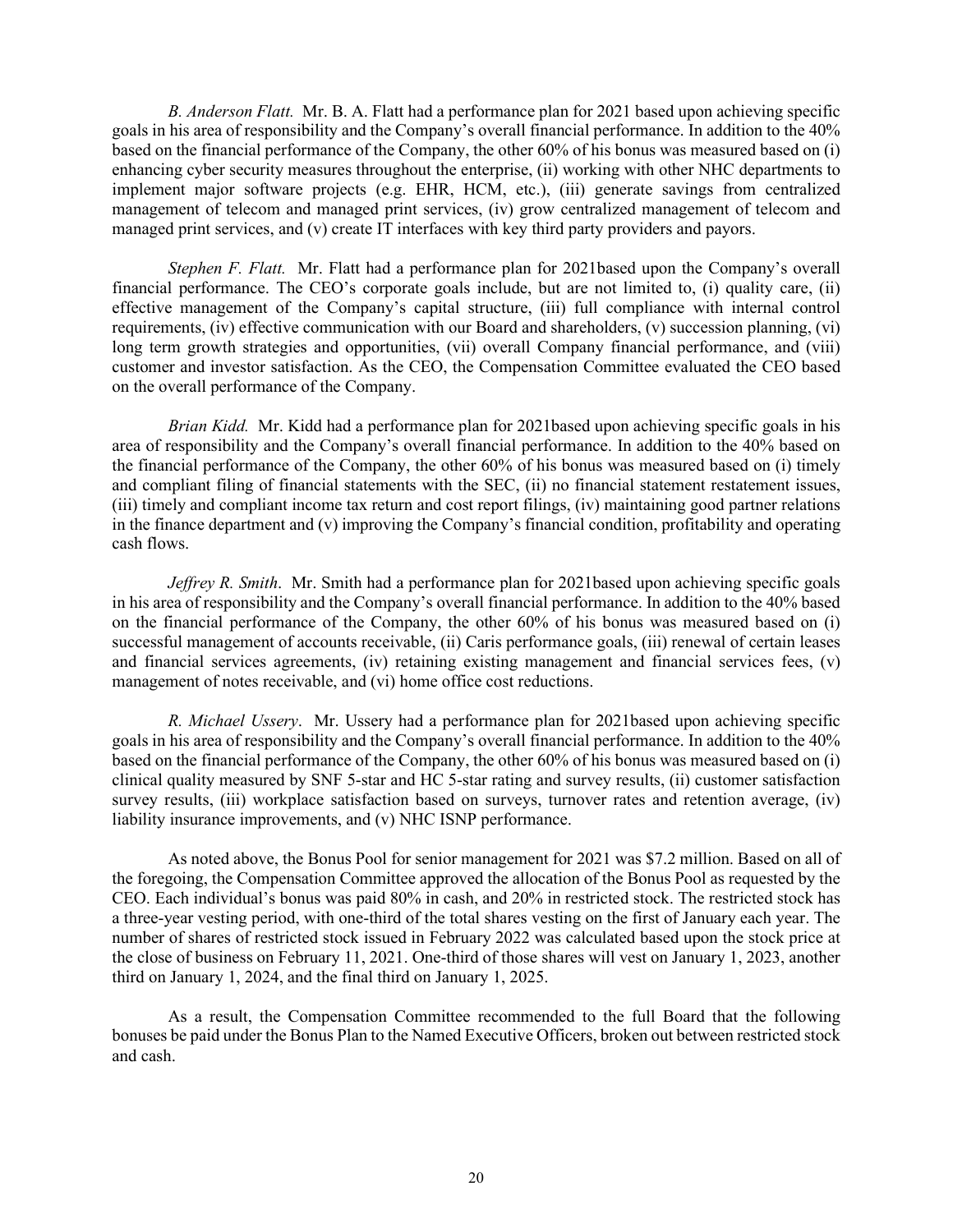*B. Anderson Flatt.* Mr. B. A. Flatt had a performance plan for 2021 based upon achieving specific goals in his area of responsibility and the Company's overall financial performance. In addition to the 40% based on the financial performance of the Company, the other 60% of his bonus was measured based on (i) enhancing cyber security measures throughout the enterprise, (ii) working with other NHC departments to implement major software projects (e.g. EHR, HCM, etc.), (iii) generate savings from centralized management of telecom and managed print services, (iv) grow centralized management of telecom and managed print services, and (v) create IT interfaces with key third party providers and payors.

*Stephen F. Flatt.* Mr. Flatt had a performance plan for 2021based upon the Company's overall financial performance. The CEO's corporate goals include, but are not limited to, (i) quality care, (ii) effective management of the Company's capital structure, (iii) full compliance with internal control requirements, (iv) effective communication with our Board and shareholders, (v) succession planning, (vi) long term growth strategies and opportunities, (vii) overall Company financial performance, and (viii) customer and investor satisfaction. As the CEO, the Compensation Committee evaluated the CEO based on the overall performance of the Company.

*Brian Kidd.* Mr. Kidd had a performance plan for 2021based upon achieving specific goals in his area of responsibility and the Company's overall financial performance. In addition to the 40% based on the financial performance of the Company, the other 60% of his bonus was measured based on (i) timely and compliant filing of financial statements with the SEC, (ii) no financial statement restatement issues, (iii) timely and compliant income tax return and cost report filings, (iv) maintaining good partner relations in the finance department and (v) improving the Company's financial condition, profitability and operating cash flows.

*Jeffrey R. Smith*. Mr. Smith had a performance plan for 2021based upon achieving specific goals in his area of responsibility and the Company's overall financial performance. In addition to the 40% based on the financial performance of the Company, the other 60% of his bonus was measured based on (i) successful management of accounts receivable, (ii) Caris performance goals, (iii) renewal of certain leases and financial services agreements, (iv) retaining existing management and financial services fees, (v) management of notes receivable, and (vi) home office cost reductions.

*R. Michael Ussery*. Mr. Ussery had a performance plan for 2021based upon achieving specific goals in his area of responsibility and the Company's overall financial performance. In addition to the 40% based on the financial performance of the Company, the other 60% of his bonus was measured based on (i) clinical quality measured by SNF 5-star and HC 5-star rating and survey results, (ii) customer satisfaction survey results, (iii) workplace satisfaction based on surveys, turnover rates and retention average, (iv) liability insurance improvements, and (v) NHC ISNP performance.

As noted above, the Bonus Pool for senior management for 2021 was $7.2 million. Based on all of the foregoing, the Compensation Committee approved the allocation of the Bonus Pool as requested by the CEO. Each individual's bonus was paid 80% in cash, and 20% in restricted stock. The restricted stock has a three-year vesting period, with one-third of the total shares vesting on the first of January each year. The number of shares of restricted stock issued in February 2022 was calculated based upon the stock price at the close of business on February 11, 2021. One-third of those shares will vest on January 1, 2023, another third on January 1, 2024, and the final third on January 1, 2025.

As a result, the Compensation Committee recommended to the full Board that the following bonuses be paid under the Bonus Plan to the Named Executive Officers, broken out between restricted stock and cash.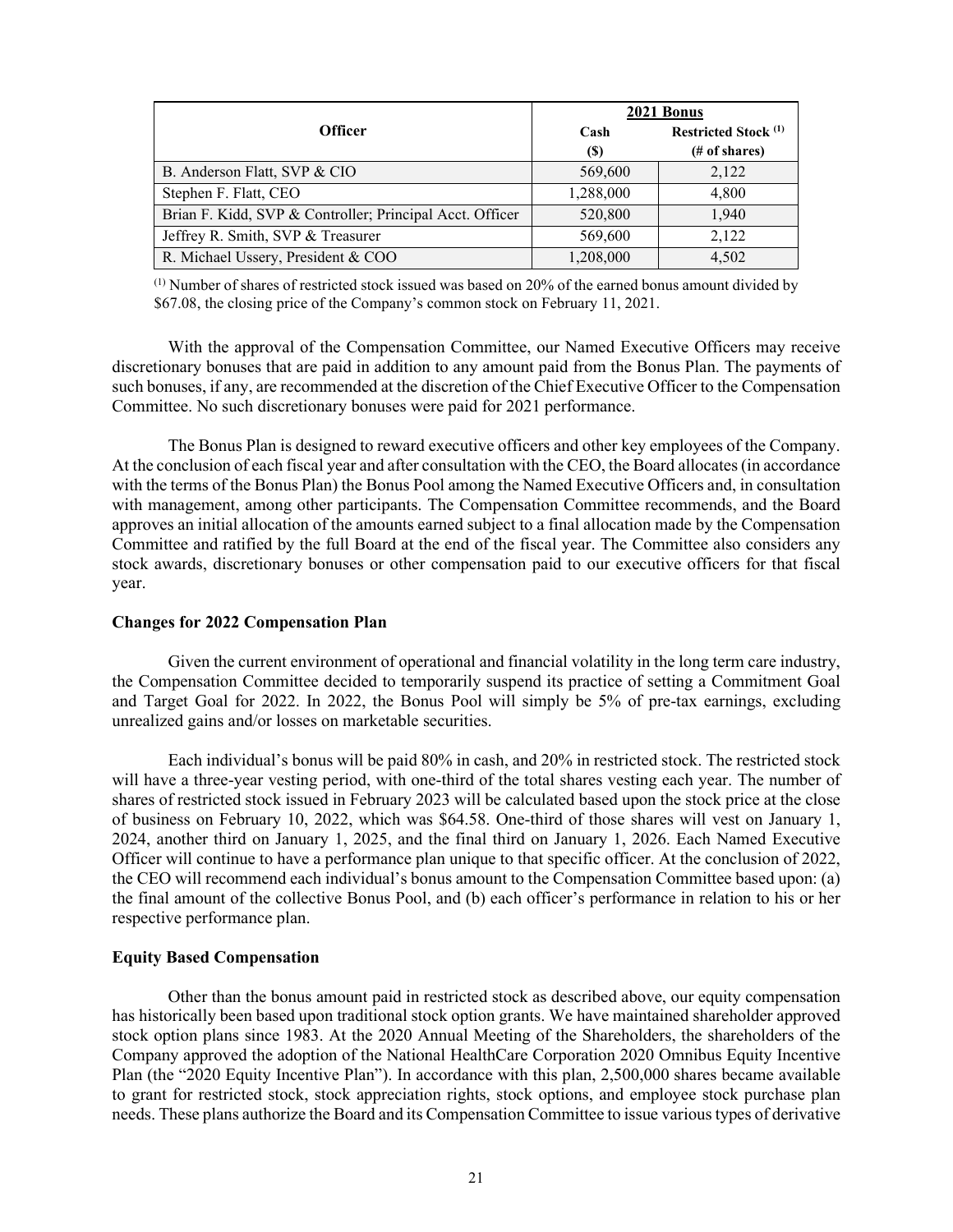| Officer | 2021 Bonus | |
|---|---|---|
| | Cash ($) | Restricted Stock [1] (# of shares) |
| B. Anderson Flatt, SVP & CIO | 569,600 | 2,122 |
| Stephen F. Flatt, CEO | 1,288,000 | 4,800 |
| Brian F. Kidd, SVP & Controller; Principal Acct. Officer | 520,800 | 1,940 |
| Jeffrey R. Smith, SVP & Treasurer | 569,600 | 2,122 |
| R. Michael Ussery, President & COO | 1,208,000 | 4,502 |

[1] Number of shares of restricted stock issued was based on 20% of the earned bonus amount divided by $67.08, the closing price of the Company's common stock on February 11, 2021.

With the approval of the Compensation Committee, our Named Executive Officers may receive discretionary bonuses that are paid in addition to any amount paid from the Bonus Plan. The payments of such bonuses, if any, are recommended at the discretion of the Chief Executive Officer to the Compensation Committee. No such discretionary bonuses were paid for 2021 performance.

The Bonus Plan is designed to reward executive officers and other key employees of the Company. At the conclusion of each fiscal year and after consultation with the CEO, the Board allocates (in accordance with the terms of the Bonus Plan) the Bonus Pool among the Named Executive Officers and, in consultation with management, among other participants. The Compensation Committee recommends, and the Board approves an initial allocation of the amounts earned subject to a final allocation made by the Compensation Committee and ratified by the full Board at the end of the fiscal year. The Committee also considers any stock awards, discretionary bonuses or other compensation paid to our executive officers for that fiscal year.

**Changes for 2022 Compensation Plan**

Given the current environment of operational and financial volatility in the long term care industry, the Compensation Committee decided to temporarily suspend its practice of setting a Commitment Goal and Target Goal for 2022. In 2022, the Bonus Pool will simply be 5% of pre-tax earnings, excluding unrealized gains and/or losses on marketable securities.

Each individual's bonus will be paid 80% in cash, and 20% in restricted stock. The restricted stock will have a three-year vesting period, with one-third of the total shares vesting each year. The number of shares of restricted stock issued in February 2023 will be calculated based upon the stock price at the close of business on February 10, 2022, which was $64.58. One-third of those shares will vest on January 1, 2024, another third on January 1, 2025, and the final third on January 1, 2026. Each Named Executive Officer will continue to have a performance plan unique to that specific officer. At the conclusion of 2022, the CEO will recommend each individual's bonus amount to the Compensation Committee based upon: (a) the final amount of the collective Bonus Pool, and (b) each officer's performance in relation to his or her respective performance plan.

**Equity Based Compensation**

Other than the bonus amount paid in restricted stock as described above, our equity compensation has historically been based upon traditional stock option grants. We have maintained shareholder approved stock option plans since 1983. At the 2020 Annual Meeting of the Shareholders, the shareholders of the Company approved the adoption of the National HealthCare Corporation 2020 Omnibus Equity Incentive Plan (the "2020 Equity Incentive Plan"). In accordance with this plan, 2,500,000 shares became available to grant for restricted stock, stock appreciation rights, stock options, and employee stock purchase plan needs. These plans authorize the Board and its Compensation Committee to issue various types of derivative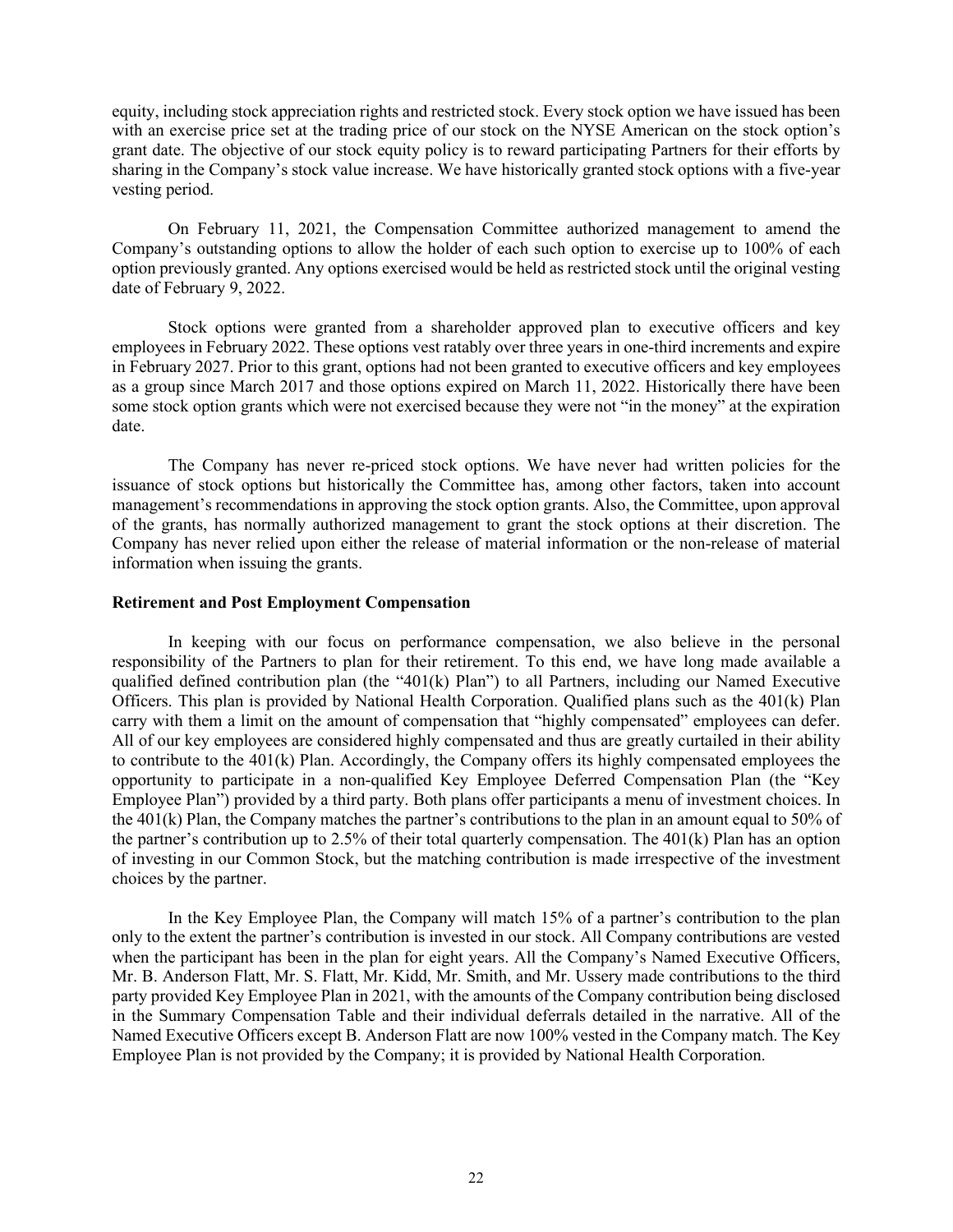equity, including stock appreciation rights and restricted stock. Every stock option we have issued has been with an exercise price set at the trading price of our stock on the NYSE American on the stock option's grant date. The objective of our stock equity policy is to reward participating Partners for their efforts by sharing in the Company's stock value increase. We have historically granted stock options with a five-year vesting period.

On February 11, 2021, the Compensation Committee authorized management to amend the Company's outstanding options to allow the holder of each such option to exercise up to 100% of each option previously granted. Any options exercised would be held as restricted stock until the original vesting date of February 9, 2022.

Stock options were granted from a shareholder approved plan to executive officers and key employees in February 2022. These options vest ratably over three years in one-third increments and expire in February 2027. Prior to this grant, options had not been granted to executive officers and key employees as a group since March 2017 and those options expired on March 11, 2022. Historically there have been some stock option grants which were not exercised because they were not "in the money" at the expiration date.

The Company has never re-priced stock options. We have never had written policies for the issuance of stock options but historically the Committee has, among other factors, taken into account management's recommendations in approving the stock option grants. Also, the Committee, upon approval of the grants, has normally authorized management to grant the stock options at their discretion. The Company has never relied upon either the release of material information or the non-release of material information when issuing the grants.

**Retirement and Post Employment Compensation**

In keeping with our focus on performance compensation, we also believe in the personal responsibility of the Partners to plan for their retirement. To this end, we have long made available a qualified defined contribution plan (the "401(k) Plan") to all Partners, including our Named Executive Officers. This plan is provided by National Health Corporation. Qualified plans such as the 401(k) Plan carry with them a limit on the amount of compensation that "highly compensated" employees can defer. All of our key employees are considered highly compensated and thus are greatly curtailed in their ability to contribute to the 401(k) Plan. Accordingly, the Company offers its highly compensated employees the opportunity to participate in a non-qualified Key Employee Deferred Compensation Plan (the "Key Employee Plan") provided by a third party. Both plans offer participants a menu of investment choices. In the 401(k) Plan, the Company matches the partner's contributions to the plan in an amount equal to 50% of the partner's contribution up to 2.5% of their total quarterly compensation. The 401(k) Plan has an option of investing in our Common Stock, but the matching contribution is made irrespective of the investment choices by the partner.

In the Key Employee Plan, the Company will match 15% of a partner's contribution to the plan only to the extent the partner's contribution is invested in our stock. All Company contributions are vested when the participant has been in the plan for eight years. All the Company's Named Executive Officers, Mr. B. Anderson Flatt, Mr. S. Flatt, Mr. Kidd, Mr. Smith, and Mr. Ussery made contributions to the third party provided Key Employee Plan in 2021, with the amounts of the Company contribution being disclosed in the Summary Compensation Table and their individual deferrals detailed in the narrative. All of the Named Executive Officers except B. Anderson Flatt are now 100% vested in the Company match. The Key Employee Plan is not provided by the Company; it is provided by National Health Corporation.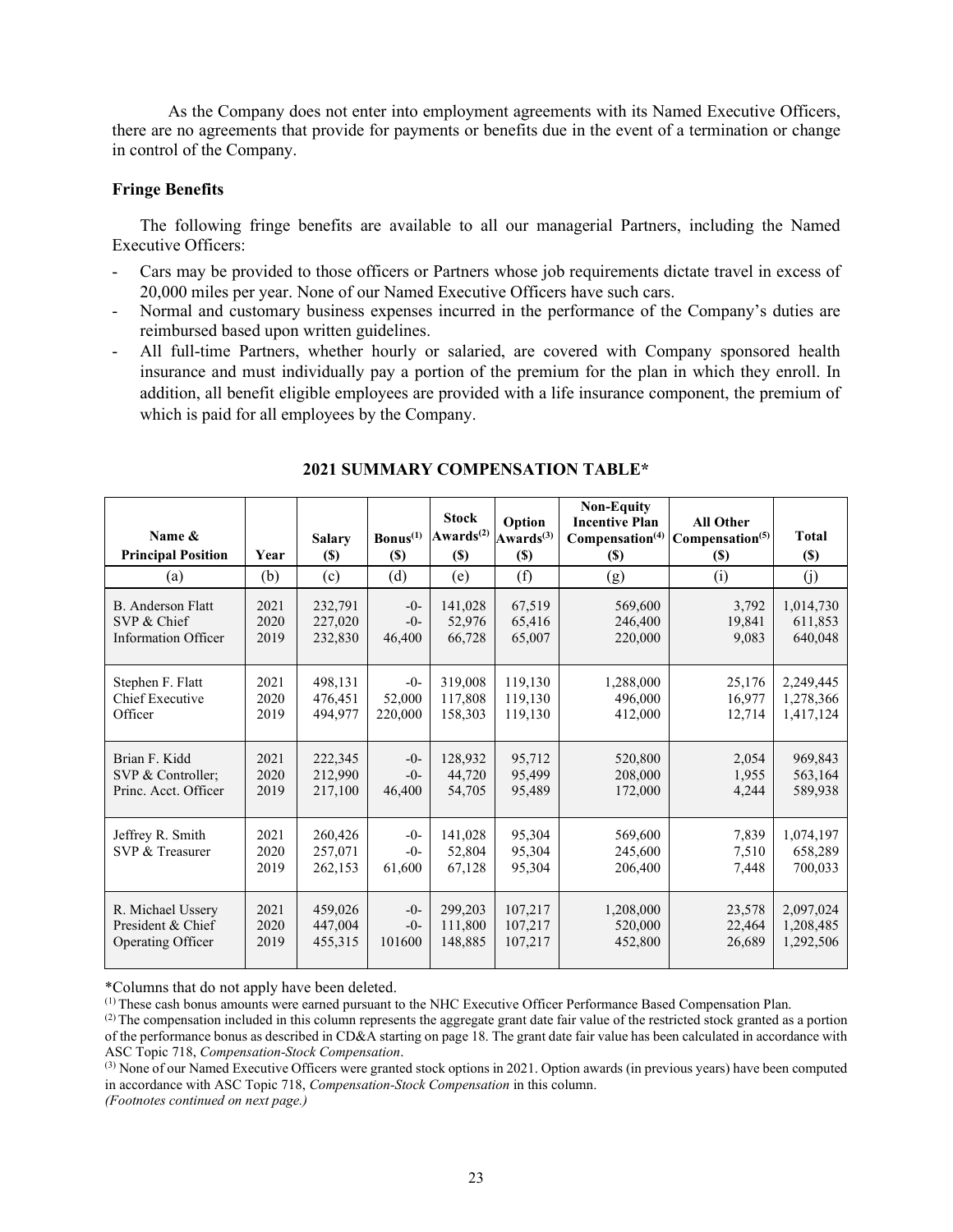As the Company does not enter into employment agreements with its Named Executive Officers, there are no agreements that provide for payments or benefits due in the event of a termination or change in control of the Company.

**Fringe Benefits**

The following fringe benefits are available to all our managerial Partners, including the Named Executive Officers:

- Cars may be provided to those officers or Partners whose job requirements dictate travel in excess of 20,000 miles per year. None of our Named Executive Officers have such cars.
- Normal and customary business expenses incurred in the performance of the Company's duties are reimbursed based upon written guidelines.
- All full-time Partners, whether hourly or salaried, are covered with Company sponsored health insurance and must individually pay a portion of the premium for the plan in which they enroll. In addition, all benefit eligible employees are provided with a life insurance component, the premium of which is paid for all employees by the Company.

**2021 SUMMARY COMPENSATION TABLE***

| Name & Principal Position | Year | Salary ($) | Bonus[1] ($) | Stock Awards[2] ($) | Option Awards[3] ($) | Non-Equity Incentive Plan Compensation[4] ($) | All Other Compensation[5] ($) | Total ($) |
|---|---|---|---|---|---|---|---|---|
| (a) | (b) | (c) | (d) | (e) | (f) | (g) | (i) | (j) |
| B. Anderson Flatt | 2021 | 232,791 | -0- | 141,028 | 67,519 | 569,600 | 3,792 | 1,014,730 |
| SVP & Chief | 2020 | 227,020 | -0- | 52,976 | 65,416 | 246,400 | 19,841 | 611,853 |
| Information Officer | 2019 | 232,830 | 46,400 | 66,728 | 65,007 | 220,000 | 9,083 | 640,048 |
| Stephen F. Flatt | 2021 | 498,131 | -0- | 319,008 | 119,130 | 1,288,000 | 25,176 | 2,249,445 |
| Chief Executive | 2020 | 476,451 | 52,000 | 117,808 | 119,130 | 496,000 | 16,977 | 1,278,366 |
| Officer | 2019 | 494,977 | 220,000 | 158,303 | 119,130 | 412,000 | 12,714 | 1,417,124 |
| Brian F. Kidd | 2021 | 222,345 | -0- | 128,932 | 95,712 | 520,800 | 2,054 | 969,843 |
| SVP & Controller; | 2020 | 212,990 | -0- | 44,720 | 95,499 | 208,000 | 1,955 | 563,164 |
| Princ. Acct. Officer | 2019 | 217,100 | 46,400 | 54,705 | 95,489 | 172,000 | 4,244 | 589,938 |
| Jeffrey R. Smith | 2021 | 260,426 | -0- | 141,028 | 95,304 | 569,600 | 7,839 | 1,074,197 |
| SVP & Treasurer | 2020 | 257,071 | -0- | 52,804 | 95,304 | 245,600 | 7,510 | 658,289 |
| | 2019 | 262,153 | 61,600 | 67,128 | 95,304 | 206,400 | 7,448 | 700,033 |
| R. Michael Ussery | 2021 | 459,026 | -0- | 299,203 | 107,217 | 1,208,000 | 23,578 | 2,097,024 |
| President & Chief | 2020 | 447,004 | -0- | 111,800 | 107,217 | 520,000 | 22,464 | 1,208,485 |
| Operating Officer | 2019 | 455,315 | 101600 | 148,885 | 107,217 | 452,800 | 26,689 | 1,292,506 |

*Columns that do not apply have been deleted.

[1] These cash bonus amounts were earned pursuant to the NHC Executive Officer Performance Based Compensation Plan.

[2] The compensation included in this column represents the aggregate grant date fair value of the restricted stock granted as a portion of the performance bonus as described in CD&A starting on page 18. The grant date fair value has been calculated in accordance with ASC Topic 718, *Compensation-Stock Compensation*.

[3] None of our Named Executive Officers were granted stock options in 2021. Option awards (in previous years) have been computed in accordance with ASC Topic 718, *Compensation-Stock Compensation* in this column.

*(Footnotes continued on next page.)*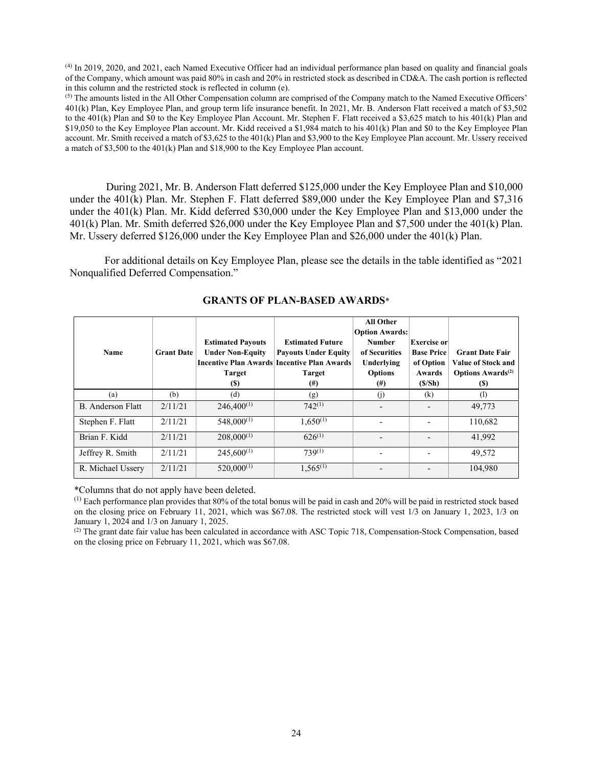(4) In 2019, 2020, and 2021, each Named Executive Officer had an individual performance plan based on quality and financial goals of the Company, which amount was paid 80% in cash and 20% in restricted stock as described in CD&A. The cash portion is reflected in this column and the restricted stock is reflected in column (e).

(5) The amounts listed in the All Other Compensation column are comprised of the Company match to the Named Executive Officers' 401(k) Plan, Key Employee Plan, and group term life insurance benefit. In 2021, Mr. B. Anderson Flatt received a match of $3,502 to the 401(k) Plan and $0 to the Key Employee Plan Account. Mr. Stephen F. Flatt received a $3,625 match to his 401(k) Plan and $19,050 to the Key Employee Plan account. Mr. Kidd received a $1,984 match to his 401(k) Plan and $0 to the Key Employee Plan account. Mr. Smith received a match of $3,625 to the 401(k) Plan and $3,900 to the Key Employee Plan account. Mr. Ussery received a match of $3,500 to the 401(k) Plan and $18,900 to the Key Employee Plan account.

During 2021, Mr. B. Anderson Flatt deferred $125,000 under the Key Employee Plan and $10,000 under the 401(k) Plan. Mr. Stephen F. Flatt deferred $89,000 under the Key Employee Plan and $7,316 under the 401(k) Plan. Mr. Kidd deferred $30,000 under the Key Employee Plan and $13,000 under the 401(k) Plan. Mr. Smith deferred $26,000 under the Key Employee Plan and $7,500 under the 401(k) Plan. Mr. Ussery deferred $126,000 under the Key Employee Plan and $26,000 under the 401(k) Plan.

For additional details on Key Employee Plan, please see the details in the table identified as "2021 Nonqualified Deferred Compensation."

## GRANTS OF PLAN-BASED AWARDS*

| Name | Grant Date | Estimated Payouts Under Non-Equity Incentive Plan Awards Target ($) | Estimated Future Payouts Under Equity Incentive Plan Awards Target (#) | All Other Option Awards: Number of Securities Underlying Options (#) | Exercise or Base Price of Option Awards ($/Sh) | Grant Date Fair Value of Stock and Options Awards(2) ($) |
|---|---|---|---|---|---|---|
| (a) | (b) | (d) | (g) | (j) | (k) | (l) |
| B. Anderson Flatt | 2/11/21 | 246,400(1) | 742(1) | - | - | 49,773 |
| Stephen F. Flatt | 2/11/21 | 548,000(1) | 1,650(1) | - | - | 110,682 |
| Brian F. Kidd | 2/11/21 | 208,000(1) | 626(1) | - | - | 41,992 |
| Jeffrey R. Smith | 2/11/21 | 245,600(1) | 739(1) | - | - | 49,572 |
| R. Michael Ussery | 2/11/21 | 520,000(1) | 1,565(1) | - | - | 104,980 |

*Columns that do not apply have been deleted.

(1) Each performance plan provides that 80% of the total bonus will be paid in cash and 20% will be paid in restricted stock based on the closing price on February 11, 2021, which was $67.08. The restricted stock will vest 1/3 on January 1, 2023, 1/3 on January 1, 2024 and 1/3 on January 1, 2025.

(2) The grant date fair value has been calculated in accordance with ASC Topic 718, Compensation-Stock Compensation, based on the closing price on February 11, 2021, which was $67.08.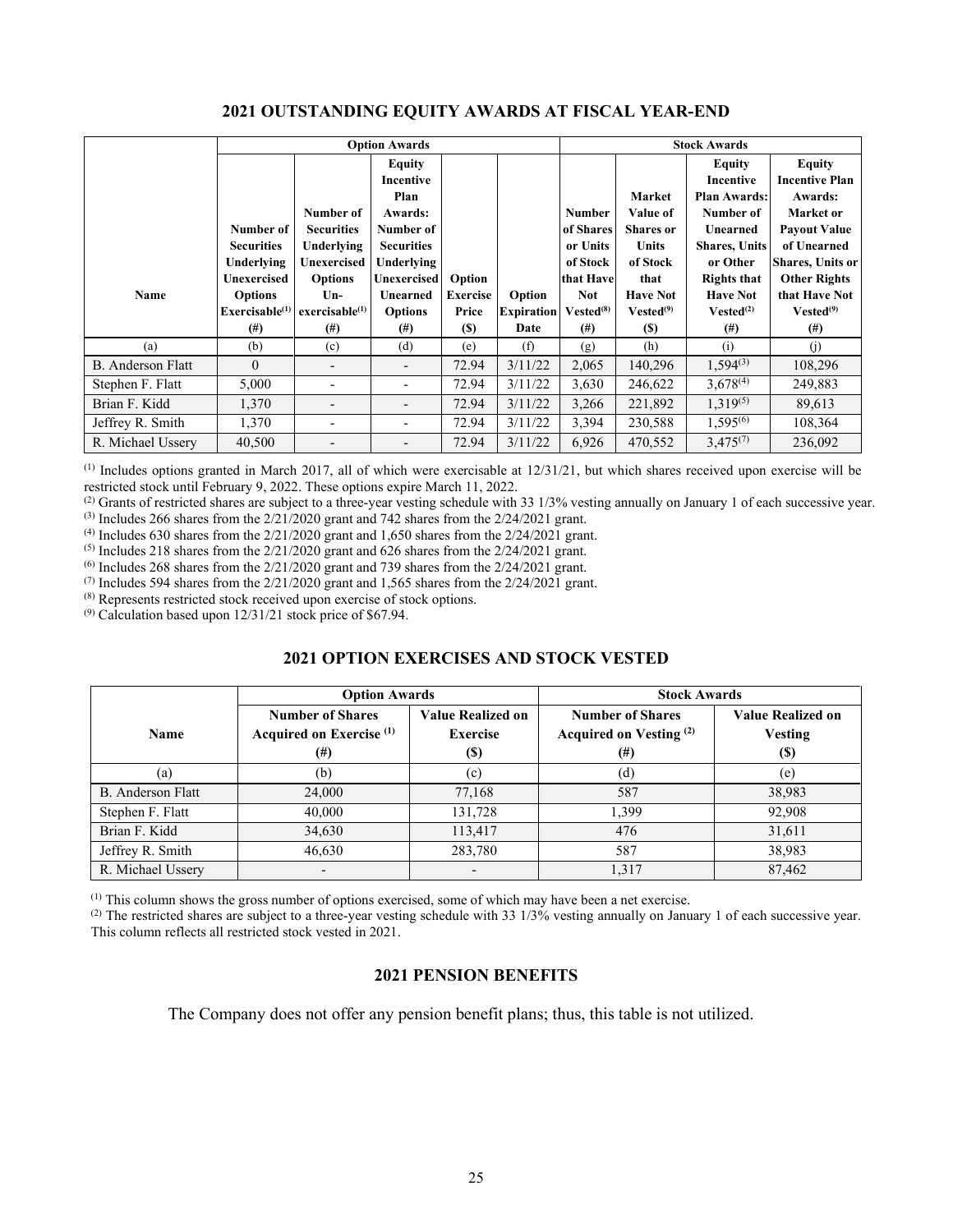## 2021 OUTSTANDING EQUITY AWARDS AT FISCAL YEAR-END

| | Option Awards | | | | | Stock Awards | | | |
|---|---|---|---|---|---|---|---|---|---|
| Name | Number of Securities Underlying Unexercised Options Exercisable[(1)] (#) | Number of Securities Underlying Unexercised Options Un-exercisable[(1)] (#) | Equity Incentive Plan Awards: Number of Securities Underlying Unexercised Unearned Options (#) | Option Exercise Price ($) | Option Expiration Date | Number of Shares or Units of Stock that Have Not Vested[(8)] (#) | Market Value of Shares or Units of Stock that Have Not Vested[(9)] ($) | Equity Incentive Plan Awards: Number of Unearned Shares, Units or Other Rights that Have Not Vested[(2)] (#) | Equity Incentive Plan Awards: Market or Payout Value of Unearned Shares, Units or Other Rights that Have Not Vested[(9)] (#) |
| (a) | (b) | (c) | (d) | (e) | (f) | (g) | (h) | (i) | (j) |
| B. Anderson Flatt | 0 | - | - | 72.94 | 3/11/22 | 2,065 | 140,296 | 1,594[(3)] | 108,296 |
| Stephen F. Flatt | 5,000 | - | - | 72.94 | 3/11/22 | 3,630 | 246,622 | 3,678[(4)] | 249,883 |
| Brian F. Kidd | 1,370 | - | - | 72.94 | 3/11/22 | 3,266 | 221,892 | 1,319[(5)] | 89,613 |
| Jeffrey R. Smith | 1,370 | - | - | 72.94 | 3/11/22 | 3,394 | 230,588 | 1,595[(6)] | 108,364 |
| R. Michael Ussery | 40,500 | - | - | 72.94 | 3/11/22 | 6,926 | 470,552 | 3,475[(7)] | 236,092 |

(1) Includes options granted in March 2017, all of which were exercisable at 12/31/21, but which shares received upon exercise will be restricted stock until February 9, 2022. These options expire March 11, 2022.
(2) Grants of restricted shares are subject to a three-year vesting schedule with 33 1/3% vesting annually on January 1 of each successive year.
(3) Includes 266 shares from the 2/21/2020 grant and 742 shares from the 2/24/2021 grant.
(4) Includes 630 shares from the 2/21/2020 grant and 1,650 shares from the 2/24/2021 grant.
(5) Includes 218 shares from the 2/21/2020 grant and 626 shares from the 2/24/2021 grant.
(6) Includes 268 shares from the 2/21/2020 grant and 739 shares from the 2/24/2021 grant.
(7) Includes 594 shares from the 2/21/2020 grant and 1,565 shares from the 2/24/2021 grant.
(8) Represents restricted stock received upon exercise of stock options.
(9) Calculation based upon 12/31/21 stock price of $67.94.

## 2021 OPTION EXERCISES AND STOCK VESTED

| | Option Awards | | Stock Awards | |
|---|---|---|---|---|
| Name | Number of Shares Acquired on Exercise [(1)] (#) | Value Realized on Exercise ($) | Number of Shares Acquired on Vesting [(2)] (#) | Value Realized on Vesting ($) |
| (a) | (b) | (c) | (d) | (e) |
| B. Anderson Flatt | 24,000 | 77,168 | 587 | 38,983 |
| Stephen F. Flatt | 40,000 | 131,728 | 1,399 | 92,908 |
| Brian F. Kidd | 34,630 | 113,417 | 476 | 31,611 |
| Jeffrey R. Smith | 46,630 | 283,780 | 587 | 38,983 |
| R. Michael Ussery | - | - | 1,317 | 87,462 |

(1) This column shows the gross number of options exercised, some of which may have been a net exercise.
(2) The restricted shares are subject to a three-year vesting schedule with 33 1/3% vesting annually on January 1 of each successive year. This column reflects all restricted stock vested in 2021.

## 2021 PENSION BENEFITS

The Company does not offer any pension benefit plans; thus, this table is not utilized.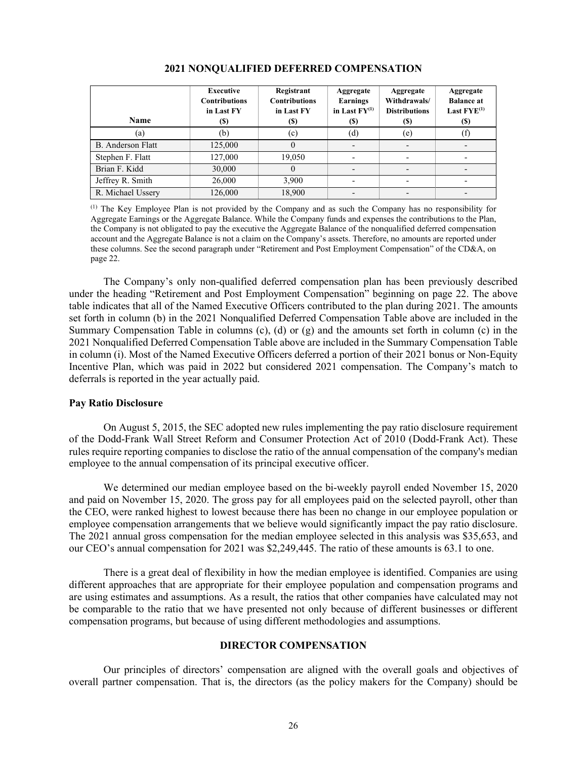## 2021 NONQUALIFIED DEFERRED COMPENSATION

| Name | Executive Contributions in Last FY ($) | Registrant Contributions in Last FY ($) | Aggregate Earnings in Last FY[(1)] ($) | Aggregate Withdrawals/ Distributions ($) | Aggregate Balance at Last FYE[(1)] ($) |
|---|---|---|---|---|---|
| (a) | (b) | (c) | (d) | (e) | (f) |
| B. Anderson Flatt | 125,000 | 0 | - | - | - |
| Stephen F. Flatt | 127,000 | 19,050 | - | - | - |
| Brian F. Kidd | 30,000 | 0 | - | - | - |
| Jeffrey R. Smith | 26,000 | 3,900 | - | - | - |
| R. Michael Ussery | 126,000 | 18,900 | - | - | - |

(1) The Key Employee Plan is not provided by the Company and as such the Company has no responsibility for Aggregate Earnings or the Aggregate Balance. While the Company funds and expenses the contributions to the Plan, the Company is not obligated to pay the executive the Aggregate Balance of the nonqualified deferred compensation account and the Aggregate Balance is not a claim on the Company's assets. Therefore, no amounts are reported under these columns. See the second paragraph under "Retirement and Post Employment Compensation" of the CD&A, on page 22.

The Company's only non-qualified deferred compensation plan has been previously described under the heading "Retirement and Post Employment Compensation" beginning on page 22. The above table indicates that all of the Named Executive Officers contributed to the plan during 2021. The amounts set forth in column (b) in the 2021 Nonqualified Deferred Compensation Table above are included in the Summary Compensation Table in columns (c), (d) or (g) and the amounts set forth in column (c) in the 2021 Nonqualified Deferred Compensation Table above are included in the Summary Compensation Table in column (i). Most of the Named Executive Officers deferred a portion of their 2021 bonus or Non-Equity Incentive Plan, which was paid in 2022 but considered 2021 compensation. The Company's match to deferrals is reported in the year actually paid.

**Pay Ratio Disclosure**

On August 5, 2015, the SEC adopted new rules implementing the pay ratio disclosure requirement of the Dodd-Frank Wall Street Reform and Consumer Protection Act of 2010 (Dodd-Frank Act). These rules require reporting companies to disclose the ratio of the annual compensation of the company's median employee to the annual compensation of its principal executive officer.

We determined our median employee based on the bi-weekly payroll ended November 15, 2020 and paid on November 15, 2020. The gross pay for all employees paid on the selected payroll, other than the CEO, were ranked highest to lowest because there has been no change in our employee population or employee compensation arrangements that we believe would significantly impact the pay ratio disclosure. The 2021 annual gross compensation for the median employee selected in this analysis was $35,653, and our CEO's annual compensation for 2021 was $2,249,445. The ratio of these amounts is 63.1 to one.

There is a great deal of flexibility in how the median employee is identified. Companies are using different approaches that are appropriate for their employee population and compensation programs and are using estimates and assumptions. As a result, the ratios that other companies have calculated may not be comparable to the ratio that we have presented not only because of different businesses or different compensation programs, but because of using different methodologies and assumptions.

## DIRECTOR COMPENSATION

Our principles of directors' compensation are aligned with the overall goals and objectives of overall partner compensation. That is, the directors (as the policy makers for the Company) should be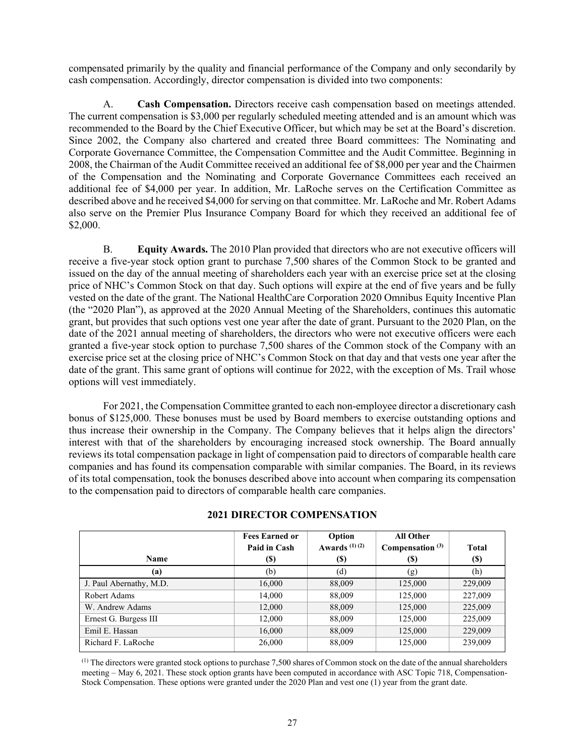compensated primarily by the quality and financial performance of the Company and only secondarily by cash compensation. Accordingly, director compensation is divided into two components:

A. **Cash Compensation.** Directors receive cash compensation based on meetings attended. The current compensation is $3,000 per regularly scheduled meeting attended and is an amount which was recommended to the Board by the Chief Executive Officer, but which may be set at the Board's discretion. Since 2002, the Company also chartered and created three Board committees: The Nominating and Corporate Governance Committee, the Compensation Committee and the Audit Committee. Beginning in 2008, the Chairman of the Audit Committee received an additional fee of $8,000 per year and the Chairmen of the Compensation and the Nominating and Corporate Governance Committees each received an additional fee of $4,000 per year. In addition, Mr. LaRoche serves on the Certification Committee as described above and he received $4,000 for serving on that committee. Mr. LaRoche and Mr. Robert Adams also serve on the Premier Plus Insurance Company Board for which they received an additional fee of $2,000.

B. **Equity Awards.** The 2010 Plan provided that directors who are not executive officers will receive a five-year stock option grant to purchase 7,500 shares of the Common Stock to be granted and issued on the day of the annual meeting of shareholders each year with an exercise price set at the closing price of NHC's Common Stock on that day. Such options will expire at the end of five years and be fully vested on the date of the grant. The National HealthCare Corporation 2020 Omnibus Equity Incentive Plan (the "2020 Plan"), as approved at the 2020 Annual Meeting of the Shareholders, continues this automatic grant, but provides that such options vest one year after the date of grant. Pursuant to the 2020 Plan, on the date of the 2021 annual meeting of shareholders, the directors who were not executive officers were each granted a five-year stock option to purchase 7,500 shares of the Common stock of the Company with an exercise price set at the closing price of NHC's Common Stock on that day and that vests one year after the date of the grant. This same grant of options will continue for 2022, with the exception of Ms. Trail whose options will vest immediately.

For 2021, the Compensation Committee granted to each non-employee director a discretionary cash bonus of $125,000. These bonuses must be used by Board members to exercise outstanding options and thus increase their ownership in the Company. The Company believes that it helps align the directors' interest with that of the shareholders by encouraging increased stock ownership. The Board annually reviews its total compensation package in light of compensation paid to directors of comparable health care companies and has found its compensation comparable with similar companies. The Board, in its reviews of its total compensation, took the bonuses described above into account when comparing its compensation to the compensation paid to directors of comparable health care companies.

## 2021 DIRECTOR COMPENSATION

| Name | Fees Earned or Paid in Cash ($) | Option Awards [(1) (2)] ($) | All Other Compensation [(3)] ($) | Total ($) |
|---|---|---|---|---|
| (a) | (b) | (d) | (g) | (h) |
| J. Paul Abernathy, M.D. | 16,000 | 88,009 | 125,000 | 229,009 |
| Robert Adams | 14,000 | 88,009 | 125,000 | 227,009 |
| W. Andrew Adams | 12,000 | 88,009 | 125,000 | 225,009 |
| Ernest G. Burgess III | 12,000 | 88,009 | 125,000 | 225,009 |
| Emil E. Hassan | 16,000 | 88,009 | 125,000 | 229,009 |
| Richard F. LaRoche | 26,000 | 88,009 | 125,000 | 239,009 |

(1) The directors were granted stock options to purchase 7,500 shares of Common stock on the date of the annual shareholders meeting – May 6, 2021. These stock option grants have been computed in accordance with ASC Topic 718, Compensation-Stock Compensation. These options were granted under the 2020 Plan and vest one (1) year from the grant date.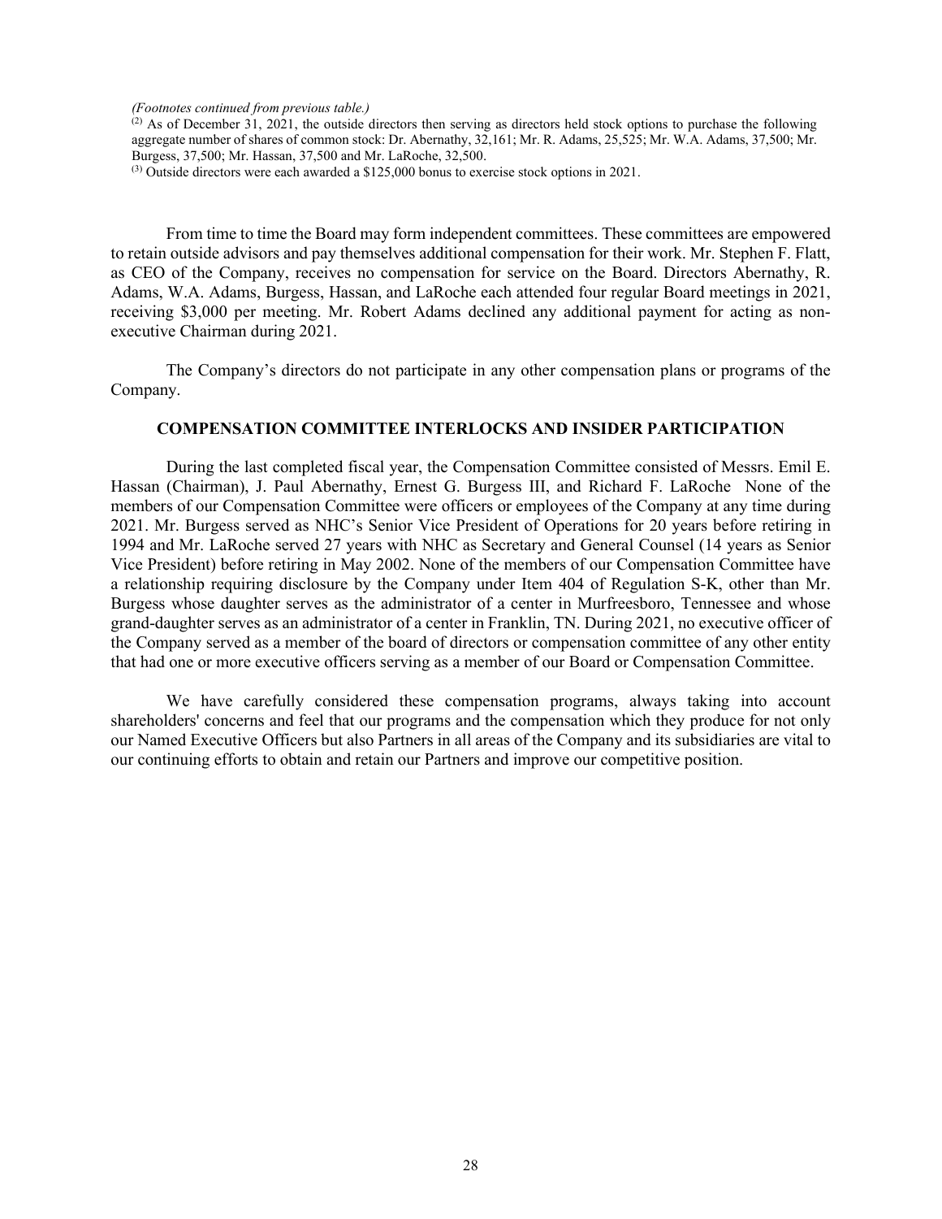*(Footnotes continued from previous table.)*

[2] As of December 31, 2021, the outside directors then serving as directors held stock options to purchase the following aggregate number of shares of common stock: Dr. Abernathy, 32,161; Mr. R. Adams, 25,525; Mr. W.A. Adams, 37,500; Mr. Burgess, 37,500; Mr. Hassan, 37,500 and Mr. LaRoche, 32,500.

[3] Outside directors were each awarded a $125,000 bonus to exercise stock options in 2021.

From time to time the Board may form independent committees. These committees are empowered to retain outside advisors and pay themselves additional compensation for their work. Mr. Stephen F. Flatt, as CEO of the Company, receives no compensation for service on the Board. Directors Abernathy, R. Adams, W.A. Adams, Burgess, Hassan, and LaRoche each attended four regular Board meetings in 2021, receiving $3,000 per meeting. Mr. Robert Adams declined any additional payment for acting as non-executive Chairman during 2021.

The Company's directors do not participate in any other compensation plans or programs of the Company.

## COMPENSATION COMMITTEE INTERLOCKS AND INSIDER PARTICIPATION

During the last completed fiscal year, the Compensation Committee consisted of Messrs. Emil E. Hassan (Chairman), J. Paul Abernathy, Ernest G. Burgess III, and Richard F. LaRoche None of the members of our Compensation Committee were officers or employees of the Company at any time during 2021. Mr. Burgess served as NHC's Senior Vice President of Operations for 20 years before retiring in 1994 and Mr. LaRoche served 27 years with NHC as Secretary and General Counsel (14 years as Senior Vice President) before retiring in May 2002. None of the members of our Compensation Committee have a relationship requiring disclosure by the Company under Item 404 of Regulation S-K, other than Mr. Burgess whose daughter serves as the administrator of a center in Murfreesboro, Tennessee and whose grand-daughter serves as an administrator of a center in Franklin, TN. During 2021, no executive officer of the Company served as a member of the board of directors or compensation committee of any other entity that had one or more executive officers serving as a member of our Board or Compensation Committee.

We have carefully considered these compensation programs, always taking into account shareholders' concerns and feel that our programs and the compensation which they produce for not only our Named Executive Officers but also Partners in all areas of the Company and its subsidiaries are vital to our continuing efforts to obtain and retain our Partners and improve our competitive position.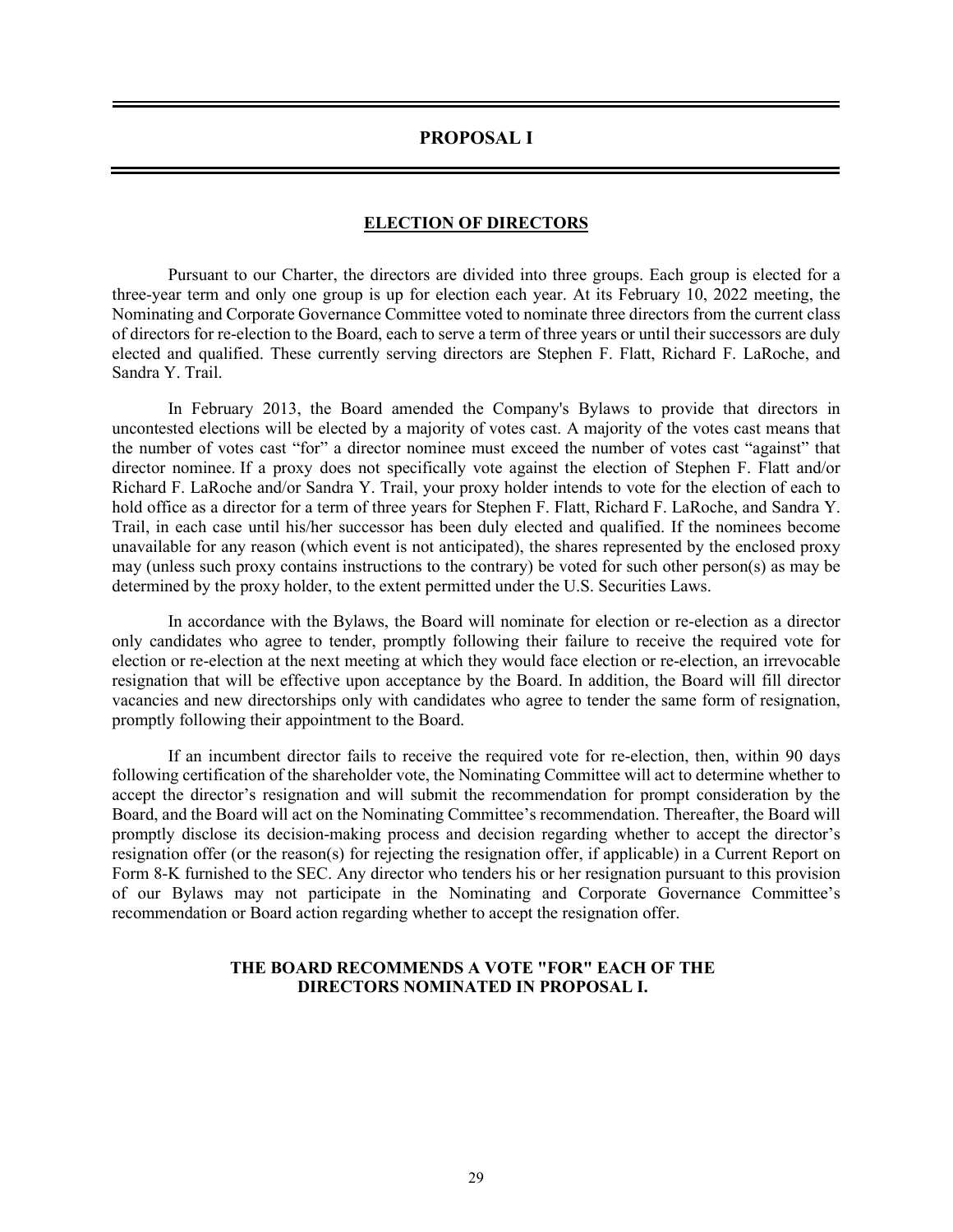# PROPOSAL I

## ELECTION OF DIRECTORS

Pursuant to our Charter, the directors are divided into three groups. Each group is elected for a three-year term and only one group is up for election each year. At its February 10, 2022 meeting, the Nominating and Corporate Governance Committee voted to nominate three directors from the current class of directors for re-election to the Board, each to serve a term of three years or until their successors are duly elected and qualified. These currently serving directors are Stephen F. Flatt, Richard F. LaRoche, and Sandra Y. Trail.

In February 2013, the Board amended the Company's Bylaws to provide that directors in uncontested elections will be elected by a majority of votes cast. A majority of the votes cast means that the number of votes cast "for" a director nominee must exceed the number of votes cast "against" that director nominee. If a proxy does not specifically vote against the election of Stephen F. Flatt and/or Richard F. LaRoche and/or Sandra Y. Trail, your proxy holder intends to vote for the election of each to hold office as a director for a term of three years for Stephen F. Flatt, Richard F. LaRoche, and Sandra Y. Trail, in each case until his/her successor has been duly elected and qualified. If the nominees become unavailable for any reason (which event is not anticipated), the shares represented by the enclosed proxy may (unless such proxy contains instructions to the contrary) be voted for such other person(s) as may be determined by the proxy holder, to the extent permitted under the U.S. Securities Laws.

In accordance with the Bylaws, the Board will nominate for election or re-election as a director only candidates who agree to tender, promptly following their failure to receive the required vote for election or re-election at the next meeting at which they would face election or re-election, an irrevocable resignation that will be effective upon acceptance by the Board. In addition, the Board will fill director vacancies and new directorships only with candidates who agree to tender the same form of resignation, promptly following their appointment to the Board.

If an incumbent director fails to receive the required vote for re-election, then, within 90 days following certification of the shareholder vote, the Nominating Committee will act to determine whether to accept the director's resignation and will submit the recommendation for prompt consideration by the Board, and the Board will act on the Nominating Committee's recommendation. Thereafter, the Board will promptly disclose its decision-making process and decision regarding whether to accept the director's resignation offer (or the reason(s) for rejecting the resignation offer, if applicable) in a Current Report on Form 8-K furnished to the SEC. Any director who tenders his or her resignation pursuant to this provision of our Bylaws may not participate in the Nominating and Corporate Governance Committee's recommendation or Board action regarding whether to accept the resignation offer.

**THE BOARD RECOMMENDS A VOTE "FOR" EACH OF THE DIRECTORS NOMINATED IN PROPOSAL I.**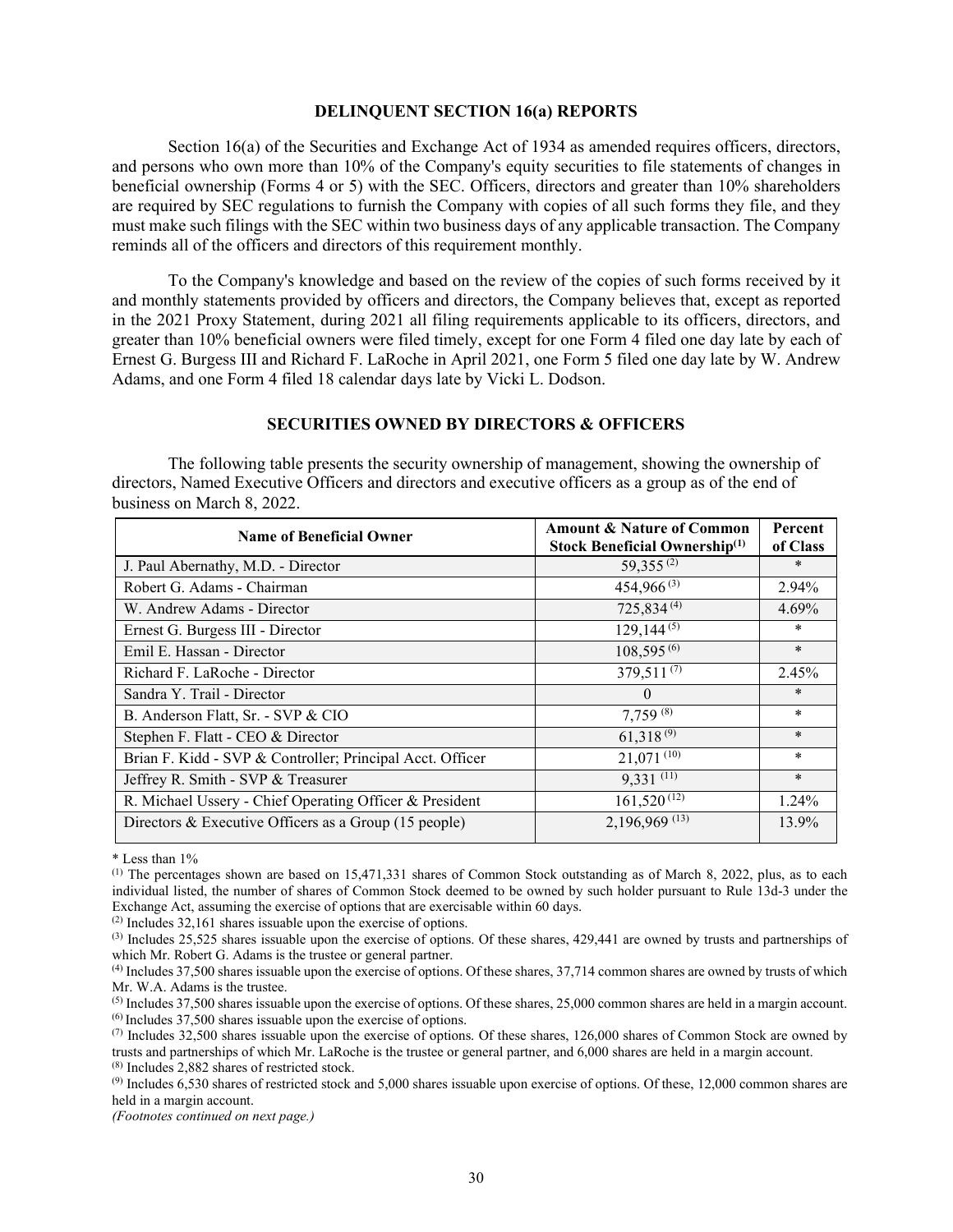## DELINQUENT SECTION 16(a) REPORTS

Section 16(a) of the Securities and Exchange Act of 1934 as amended requires officers, directors, and persons who own more than 10% of the Company's equity securities to file statements of changes in beneficial ownership (Forms 4 or 5) with the SEC. Officers, directors and greater than 10% shareholders are required by SEC regulations to furnish the Company with copies of all such forms they file, and they must make such filings with the SEC within two business days of any applicable transaction. The Company reminds all of the officers and directors of this requirement monthly.

To the Company's knowledge and based on the review of the copies of such forms received by it and monthly statements provided by officers and directors, the Company believes that, except as reported in the 2021 Proxy Statement, during 2021 all filing requirements applicable to its officers, directors, and greater than 10% beneficial owners were filed timely, except for one Form 4 filed one day late by each of Ernest G. Burgess III and Richard F. LaRoche in April 2021, one Form 5 filed one day late by W. Andrew Adams, and one Form 4 filed 18 calendar days late by Vicki L. Dodson.

## SECURITIES OWNED BY DIRECTORS & OFFICERS

The following table presents the security ownership of management, showing the ownership of directors, Named Executive Officers and directors and executive officers as a group as of the end of business on March 8, 2022.

| Name of Beneficial Owner | Amount & Nature of Common Stock Beneficial Ownership[(1)] | Percent of Class |
|---|---|---|
| J. Paul Abernathy, M.D. - Director | 59,355 [(2)] | * |
| Robert G. Adams - Chairman | 454,966 [(3)] | 2.94% |
| W. Andrew Adams - Director | 725,834 [(4)] | 4.69% |
| Ernest G. Burgess III - Director | 129,144 [(5)] | * |
| Emil E. Hassan - Director | 108,595 [(6)] | * |
| Richard F. LaRoche - Director | 379,511 [(7)] | 2.45% |
| Sandra Y. Trail - Director | 0 | * |
| B. Anderson Flatt, Sr. - SVP & CIO | 7,759 [(8)] | * |
| Stephen F. Flatt - CEO & Director | 61,318 [(9)] | * |
| Brian F. Kidd - SVP & Controller; Principal Acct. Officer | 21,071 [(10)] | * |
| Jeffrey R. Smith - SVP & Treasurer | 9,331 [(11)] | * |
| R. Michael Ussery - Chief Operating Officer & President | 161,520 [(12)] | 1.24% |
| Directors & Executive Officers as a Group (15 people) | 2,196,969 [(13)] | 13.9% |

* Less than 1%

(1) The percentages shown are based on 15,471,331 shares of Common Stock outstanding as of March 8, 2022, plus, as to each individual listed, the number of shares of Common Stock deemed to be owned by such holder pursuant to Rule 13d-3 under the Exchange Act, assuming the exercise of options that are exercisable within 60 days.

(2) Includes 32,161 shares issuable upon the exercise of options.

(3) Includes 25,525 shares issuable upon the exercise of options. Of these shares, 429,441 are owned by trusts and partnerships of which Mr. Robert G. Adams is the trustee or general partner.

(4) Includes 37,500 shares issuable upon the exercise of options. Of these shares, 37,714 common shares are owned by trusts of which Mr. W.A. Adams is the trustee.

(5) Includes 37,500 shares issuable upon the exercise of options. Of these shares, 25,000 common shares are held in a margin account.

(6) Includes 37,500 shares issuable upon the exercise of options.

(7) Includes 32,500 shares issuable upon the exercise of options. Of these shares, 126,000 shares of Common Stock are owned by trusts and partnerships of which Mr. LaRoche is the trustee or general partner, and 6,000 shares are held in a margin account.

(8) Includes 2,882 shares of restricted stock.

(9) Includes 6,530 shares of restricted stock and 5,000 shares issuable upon exercise of options. Of these, 12,000 common shares are held in a margin account.

*(Footnotes continued on next page.)*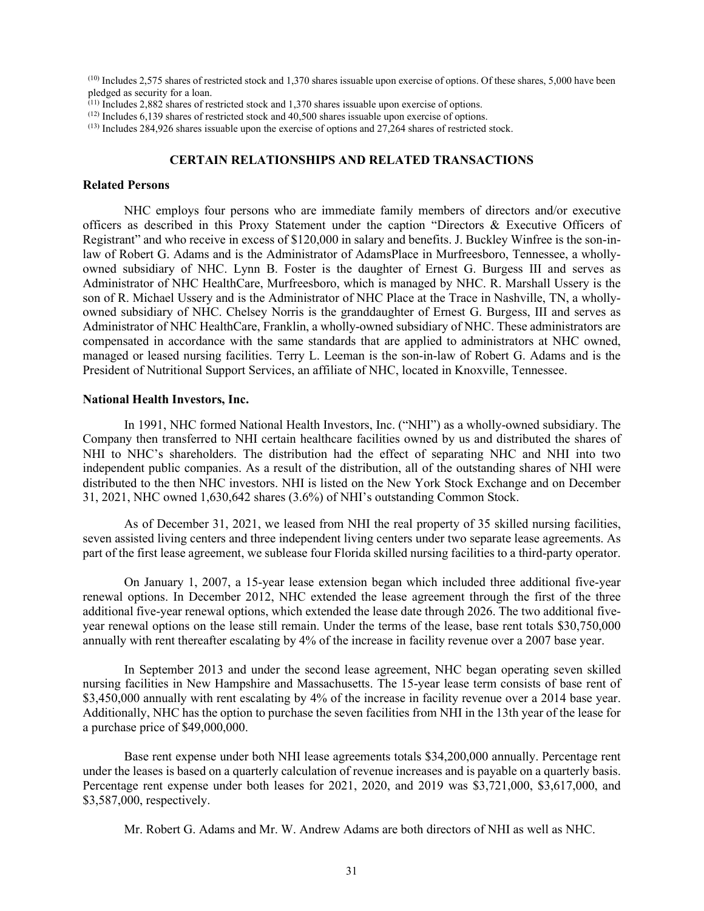[10] Includes 2,575 shares of restricted stock and 1,370 shares issuable upon exercise of options. Of these shares, 5,000 have been pledged as security for a loan.

[11] Includes 2,882 shares of restricted stock and 1,370 shares issuable upon exercise of options.

[12] Includes 6,139 shares of restricted stock and 40,500 shares issuable upon exercise of options.

[13] Includes 284,926 shares issuable upon the exercise of options and 27,264 shares of restricted stock.

## CERTAIN RELATIONSHIPS AND RELATED TRANSACTIONS

### Related Persons

NHC employs four persons who are immediate family members of directors and/or executive officers as described in this Proxy Statement under the caption "Directors & Executive Officers of Registrant" and who receive in excess of $120,000 in salary and benefits. J. Buckley Winfree is the son-in-law of Robert G. Adams and is the Administrator of AdamsPlace in Murfreesboro, Tennessee, a wholly-owned subsidiary of NHC. Lynn B. Foster is the daughter of Ernest G. Burgess III and serves as Administrator of NHC HealthCare, Murfreesboro, which is managed by NHC. R. Marshall Ussery is the son of R. Michael Ussery and is the Administrator of NHC Place at the Trace in Nashville, TN, a wholly-owned subsidiary of NHC. Chelsey Norris is the granddaughter of Ernest G. Burgess, III and serves as Administrator of NHC HealthCare, Franklin, a wholly-owned subsidiary of NHC. These administrators are compensated in accordance with the same standards that are applied to administrators at NHC owned, managed or leased nursing facilities. Terry L. Leeman is the son-in-law of Robert G. Adams and is the President of Nutritional Support Services, an affiliate of NHC, located in Knoxville, Tennessee.

### National Health Investors, Inc.

In 1991, NHC formed National Health Investors, Inc. ("NHI") as a wholly-owned subsidiary. The Company then transferred to NHI certain healthcare facilities owned by us and distributed the shares of NHI to NHC's shareholders. The distribution had the effect of separating NHC and NHI into two independent public companies. As a result of the distribution, all of the outstanding shares of NHI were distributed to the then NHC investors. NHI is listed on the New York Stock Exchange and on December 31, 2021, NHC owned 1,630,642 shares (3.6%) of NHI's outstanding Common Stock.

As of December 31, 2021, we leased from NHI the real property of 35 skilled nursing facilities, seven assisted living centers and three independent living centers under two separate lease agreements. As part of the first lease agreement, we sublease four Florida skilled nursing facilities to a third-party operator.

On January 1, 2007, a 15-year lease extension began which included three additional five-year renewal options. In December 2012, NHC extended the lease agreement through the first of the three additional five-year renewal options, which extended the lease date through 2026. The two additional five-year renewal options on the lease still remain. Under the terms of the lease, base rent totals $30,750,000 annually with rent thereafter escalating by 4% of the increase in facility revenue over a 2007 base year.

In September 2013 and under the second lease agreement, NHC began operating seven skilled nursing facilities in New Hampshire and Massachusetts. The 15-year lease term consists of base rent of $3,450,000 annually with rent escalating by 4% of the increase in facility revenue over a 2014 base year. Additionally, NHC has the option to purchase the seven facilities from NHI in the 13th year of the lease for a purchase price of $49,000,000.

Base rent expense under both NHI lease agreements totals $34,200,000 annually. Percentage rent under the leases is based on a quarterly calculation of revenue increases and is payable on a quarterly basis. Percentage rent expense under both leases for 2021, 2020, and 2019 was $3,721,000, $3,617,000, and $3,587,000, respectively.

Mr. Robert G. Adams and Mr. W. Andrew Adams are both directors of NHI as well as NHC.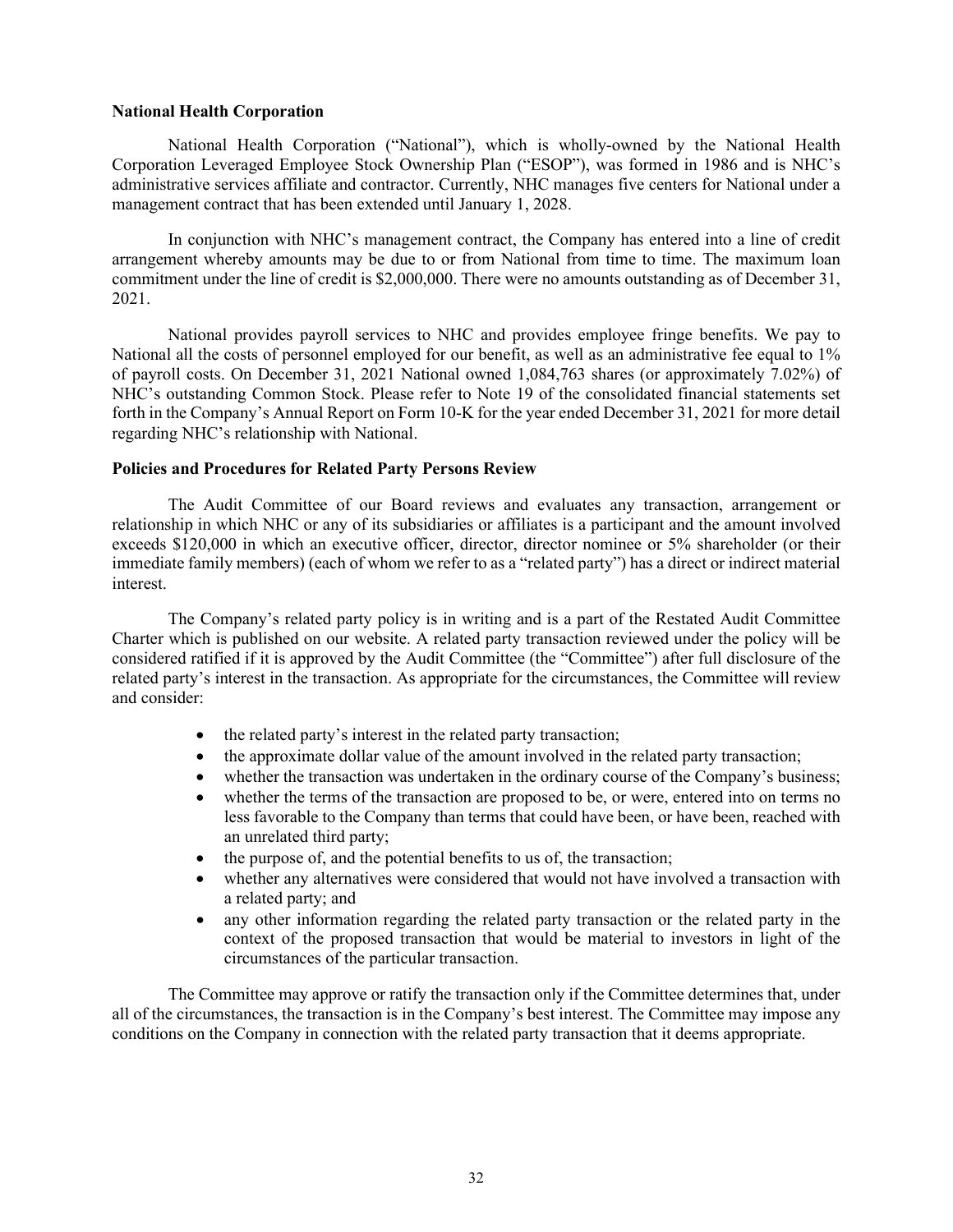**National Health Corporation**

National Health Corporation ("National"), which is wholly-owned by the National Health Corporation Leveraged Employee Stock Ownership Plan ("ESOP"), was formed in 1986 and is NHC's administrative services affiliate and contractor. Currently, NHC manages five centers for National under a management contract that has been extended until January 1, 2028.

In conjunction with NHC's management contract, the Company has entered into a line of credit arrangement whereby amounts may be due to or from National from time to time. The maximum loan commitment under the line of credit is $2,000,000. There were no amounts outstanding as of December 31, 2021.

National provides payroll services to NHC and provides employee fringe benefits. We pay to National all the costs of personnel employed for our benefit, as well as an administrative fee equal to 1% of payroll costs. On December 31, 2021 National owned 1,084,763 shares (or approximately 7.02%) of NHC's outstanding Common Stock. Please refer to Note 19 of the consolidated financial statements set forth in the Company's Annual Report on Form 10-K for the year ended December 31, 2021 for more detail regarding NHC's relationship with National.

**Policies and Procedures for Related Party Persons Review**

The Audit Committee of our Board reviews and evaluates any transaction, arrangement or relationship in which NHC or any of its subsidiaries or affiliates is a participant and the amount involved exceeds $120,000 in which an executive officer, director, director nominee or 5% shareholder (or their immediate family members) (each of whom we refer to as a "related party") has a direct or indirect material interest.

The Company's related party policy is in writing and is a part of the Restated Audit Committee Charter which is published on our website. A related party transaction reviewed under the policy will be considered ratified if it is approved by the Audit Committee (the "Committee") after full disclosure of the related party's interest in the transaction. As appropriate for the circumstances, the Committee will review and consider:

- the related party's interest in the related party transaction;
- the approximate dollar value of the amount involved in the related party transaction;
- whether the transaction was undertaken in the ordinary course of the Company's business;
- whether the terms of the transaction are proposed to be, or were, entered into on terms no less favorable to the Company than terms that could have been, or have been, reached with an unrelated third party;
- the purpose of, and the potential benefits to us of, the transaction;
- whether any alternatives were considered that would not have involved a transaction with a related party; and
- any other information regarding the related party transaction or the related party in the context of the proposed transaction that would be material to investors in light of the circumstances of the particular transaction.

The Committee may approve or ratify the transaction only if the Committee determines that, under all of the circumstances, the transaction is in the Company's best interest. The Committee may impose any conditions on the Company in connection with the related party transaction that it deems appropriate.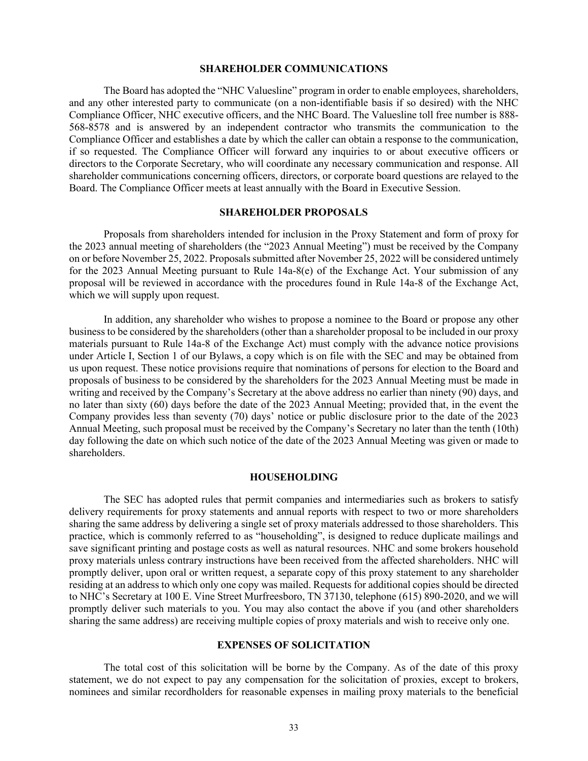## SHAREHOLDER COMMUNICATIONS

The Board has adopted the "NHC Valuesline" program in order to enable employees, shareholders, and any other interested party to communicate (on a non-identifiable basis if so desired) with the NHC Compliance Officer, NHC executive officers, and the NHC Board. The Valuesline toll free number is 888-568-8578 and is answered by an independent contractor who transmits the communication to the Compliance Officer and establishes a date by which the caller can obtain a response to the communication, if so requested. The Compliance Officer will forward any inquiries to or about executive officers or directors to the Corporate Secretary, who will coordinate any necessary communication and response. All shareholder communications concerning officers, directors, or corporate board questions are relayed to the Board. The Compliance Officer meets at least annually with the Board in Executive Session.

## SHAREHOLDER PROPOSALS

Proposals from shareholders intended for inclusion in the Proxy Statement and form of proxy for the 2023 annual meeting of shareholders (the "2023 Annual Meeting") must be received by the Company on or before November 25, 2022. Proposals submitted after November 25, 2022 will be considered untimely for the 2023 Annual Meeting pursuant to Rule 14a-8(e) of the Exchange Act. Your submission of any proposal will be reviewed in accordance with the procedures found in Rule 14a-8 of the Exchange Act, which we will supply upon request.

In addition, any shareholder who wishes to propose a nominee to the Board or propose any other business to be considered by the shareholders (other than a shareholder proposal to be included in our proxy materials pursuant to Rule 14a-8 of the Exchange Act) must comply with the advance notice provisions under Article I, Section 1 of our Bylaws, a copy which is on file with the SEC and may be obtained from us upon request. These notice provisions require that nominations of persons for election to the Board and proposals of business to be considered by the shareholders for the 2023 Annual Meeting must be made in writing and received by the Company's Secretary at the above address no earlier than ninety (90) days, and no later than sixty (60) days before the date of the 2023 Annual Meeting; provided that, in the event the Company provides less than seventy (70) days' notice or public disclosure prior to the date of the 2023 Annual Meeting, such proposal must be received by the Company's Secretary no later than the tenth (10th) day following the date on which such notice of the date of the 2023 Annual Meeting was given or made to shareholders.

## HOUSEHOLDING

The SEC has adopted rules that permit companies and intermediaries such as brokers to satisfy delivery requirements for proxy statements and annual reports with respect to two or more shareholders sharing the same address by delivering a single set of proxy materials addressed to those shareholders. This practice, which is commonly referred to as "householding", is designed to reduce duplicate mailings and save significant printing and postage costs as well as natural resources. NHC and some brokers household proxy materials unless contrary instructions have been received from the affected shareholders. NHC will promptly deliver, upon oral or written request, a separate copy of this proxy statement to any shareholder residing at an address to which only one copy was mailed. Requests for additional copies should be directed to NHC's Secretary at 100 E. Vine Street Murfreesboro, TN 37130, telephone (615) 890-2020, and we will promptly deliver such materials to you. You may also contact the above if you (and other shareholders sharing the same address) are receiving multiple copies of proxy materials and wish to receive only one.

## EXPENSES OF SOLICITATION

The total cost of this solicitation will be borne by the Company. As of the date of this proxy statement, we do not expect to pay any compensation for the solicitation of proxies, except to brokers, nominees and similar recordholders for reasonable expenses in mailing proxy materials to the beneficial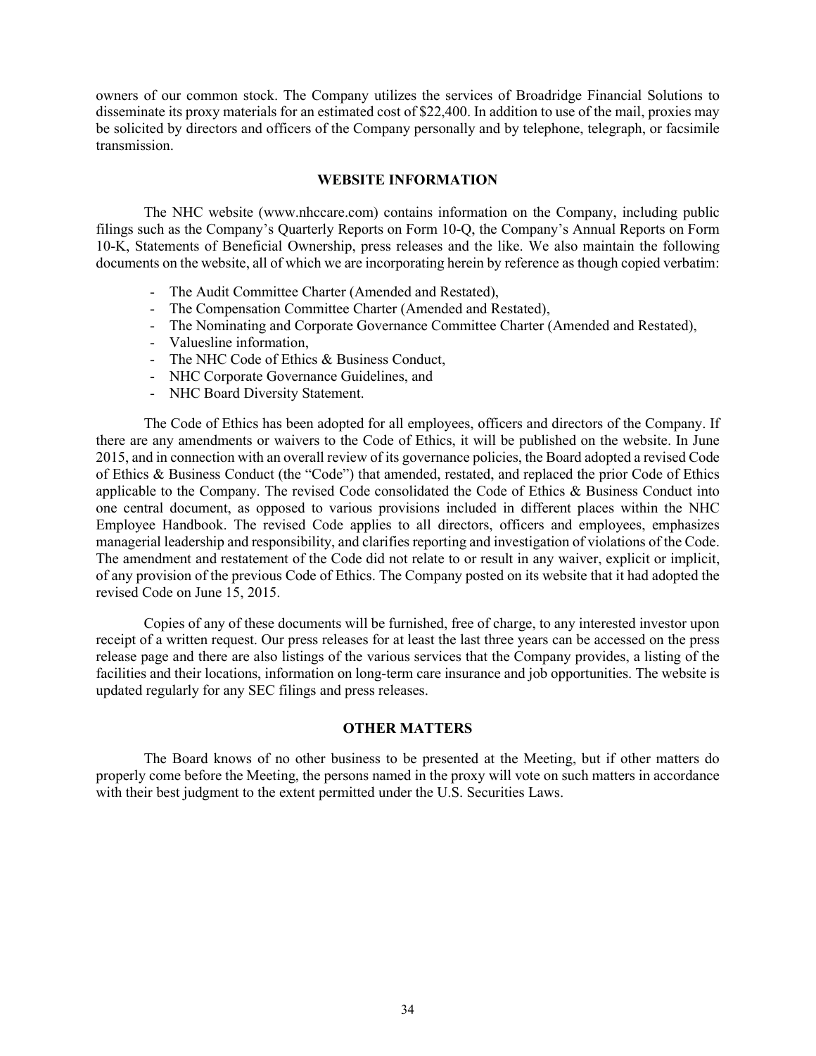owners of our common stock. The Company utilizes the services of Broadridge Financial Solutions to disseminate its proxy materials for an estimated cost of $22,400. In addition to use of the mail, proxies may be solicited by directors and officers of the Company personally and by telephone, telegraph, or facsimile transmission.

## WEBSITE INFORMATION

The NHC website (www.nhccare.com) contains information on the Company, including public filings such as the Company's Quarterly Reports on Form 10-Q, the Company's Annual Reports on Form 10-K, Statements of Beneficial Ownership, press releases and the like. We also maintain the following documents on the website, all of which we are incorporating herein by reference as though copied verbatim:

- The Audit Committee Charter (Amended and Restated),
- The Compensation Committee Charter (Amended and Restated),
- The Nominating and Corporate Governance Committee Charter (Amended and Restated),
- Valuesline information,
- The NHC Code of Ethics & Business Conduct,
- NHC Corporate Governance Guidelines, and
- NHC Board Diversity Statement.

The Code of Ethics has been adopted for all employees, officers and directors of the Company. If there are any amendments or waivers to the Code of Ethics, it will be published on the website. In June 2015, and in connection with an overall review of its governance policies, the Board adopted a revised Code of Ethics & Business Conduct (the "Code") that amended, restated, and replaced the prior Code of Ethics applicable to the Company. The revised Code consolidated the Code of Ethics & Business Conduct into one central document, as opposed to various provisions included in different places within the NHC Employee Handbook. The revised Code applies to all directors, officers and employees, emphasizes managerial leadership and responsibility, and clarifies reporting and investigation of violations of the Code. The amendment and restatement of the Code did not relate to or result in any waiver, explicit or implicit, of any provision of the previous Code of Ethics. The Company posted on its website that it had adopted the revised Code on June 15, 2015.

Copies of any of these documents will be furnished, free of charge, to any interested investor upon receipt of a written request. Our press releases for at least the last three years can be accessed on the press release page and there are also listings of the various services that the Company provides, a listing of the facilities and their locations, information on long-term care insurance and job opportunities. The website is updated regularly for any SEC filings and press releases.

## OTHER MATTERS

The Board knows of no other business to be presented at the Meeting, but if other matters do properly come before the Meeting, the persons named in the proxy will vote on such matters in accordance with their best judgment to the extent permitted under the U.S. Securities Laws.